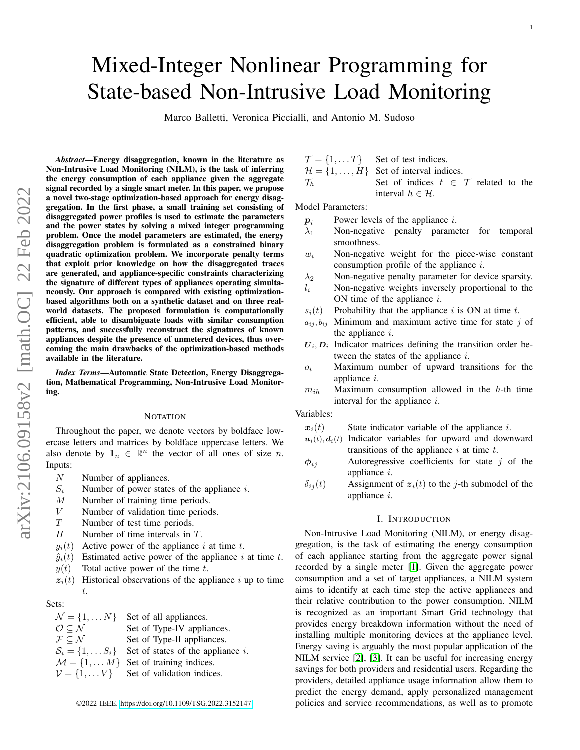# Mixed-Integer Nonlinear Programming for State-based Non-Intrusive Load Monitoring

Marco Balletti, Veronica Piccialli, and Antonio M. Sudoso

***Abstract*—Energy disaggregation, known in the literature as Non-Intrusive Load Monitoring (NILM), is the task of inferring the energy consumption of each appliance given the aggregate signal recorded by a single smart meter. In this paper, we propose a novel two-stage optimization-based approach for energy disaggregation. In the first phase, a small training set consisting of disaggregated power profiles is used to estimate the parameters and the power states by solving a mixed integer programming problem. Once the model parameters are estimated, the energy disaggregation problem is formulated as a constrained binary quadratic optimization problem. We incorporate penalty terms that exploit prior knowledge on how the disaggregated traces are generated, and appliance-specific constraints characterizing the signature of different types of appliances operating simultaneously. Our approach is compared with existing optimization-based algorithms both on a synthetic dataset and on three real-world datasets. The proposed formulation is computationally efficient, able to disambiguate loads with similar consumption patterns, and successfully reconstruct the signatures of known appliances despite the presence of unmetered devices, thus overcoming the main drawbacks of the optimization-based methods available in the literature.**

***Index Terms*—Automatic State Detection, Energy Disaggregation, Mathematical Programming, Non-Intrusive Load Monitoring.**

## NOTATION

Throughout the paper, we denote vectors by boldface lowercase letters and matrices by boldface uppercase letters. We also denote by $\mathbf{1}_n \in \mathbb{R}^n$ the vector of all ones of size $n$.

Inputs:

- $N$ — Number of appliances.
- $S_i$ — Number of power states of the appliance $i$.
- $M$ — Number of training time periods.
- $V$ — Number of validation time periods.
- $T$ — Number of test time periods.
- $H$ — Number of time intervals in $T$.
- $y_i(t)$ — Active power of the appliance $i$ at time $t$.
- $\hat{y}_i(t)$ — Estimated active power of the appliance $i$ at time $t$.
- $y(t)$ — Total active power of the time $t$.
- $\boldsymbol{z}_i(t)$ — Historical observations of the appliance $i$ up to time $t$.

Sets:

- $\mathcal{N} = \{1, \dots N\}$ — Set of all appliances.
- $\mathcal{O} \subseteq \mathcal{N}$ — Set of Type-IV appliances.
- $\mathcal{F} \subseteq \mathcal{N}$ — Set of Type-II appliances.
- $\mathcal{S}_i = \{1, \dots S_i\}$ — Set of states of the appliance $i$.
- $\mathcal{M} = \{1, \dots M\}$ — Set of training indices.
- $\mathcal{V} = \{1, \dots V\}$ — Set of validation indices.
- $\mathcal{T} = \{1, \dots T\}$ — Set of test indices.
- $\mathcal{H} = \{1, \dots, H\}$ — Set of interval indices.
- $\mathcal{T}_h$ — Set of indices $t \in \mathcal{T}$ related to the interval $h \in \mathcal{H}$.

Model Parameters:

- $\boldsymbol{p}_i$ — Power levels of the appliance $i$.
- $\lambda_1$ — Non-negative penalty parameter for temporal smoothness.
- $w_i$ — Non-negative weight for the piece-wise constant consumption profile of the appliance $i$.
- $\lambda_2$ — Non-negative penalty parameter for device sparsity.
- $l_i$ — Non-negative weights inversely proportional to the ON time of the appliance $i$.
- $s_i(t)$ — Probability that the appliance $i$ is ON at time $t$.
- $a_{ij}, b_{ij}$ — Minimum and maximum active time for state $j$ of the appliance $i$.
- $\boldsymbol{U}_i, \boldsymbol{D}_i$ — Indicator matrices defining the transition order between the states of the appliance $i$.
- $o_i$ — Maximum number of upward transitions for the appliance $i$.
- $m_{ih}$ — Maximum consumption allowed in the $h$-th time interval for the appliance $i$.

Variables:

- $\boldsymbol{x}_i(t)$ — State indicator variable of the appliance $i$.
- $\boldsymbol{u}_i(t), \boldsymbol{d}_i(t)$ — Indicator variables for upward and downward transitions of the appliance $i$ at time $t$.
- $\boldsymbol{\phi}_{ij}$ — Autoregressive coefficients for state $j$ of the appliance $i$.
- $\delta_{ij}(t)$ — Assignment of $\boldsymbol{z}_i(t)$ to the $j$-th submodel of the appliance $i$.

## I. INTRODUCTION

Non-Intrusive Load Monitoring (NILM), or energy disaggregation, is the task of estimating the energy consumption of each appliance starting from the aggregate power signal recorded by a single meter [1]. Given the aggregate power consumption and a set of target appliances, a NILM system aims to identify at each time step the active appliances and their relative contribution to the power consumption. NILM is recognized as an important Smart Grid technology that provides energy breakdown information without the need of installing multiple monitoring devices at the appliance level. Energy saving is arguably the most popular application of the NILM service [2], [3]. It can be useful for increasing energy savings for both providers and residential users. Regarding the providers, detailed appliance usage information allow them to predict the energy demand, apply personalized management policies and service recommendations, as well as to promote

©2022 IEEE. https://doi.org/10.1109/TSG.2022.3152147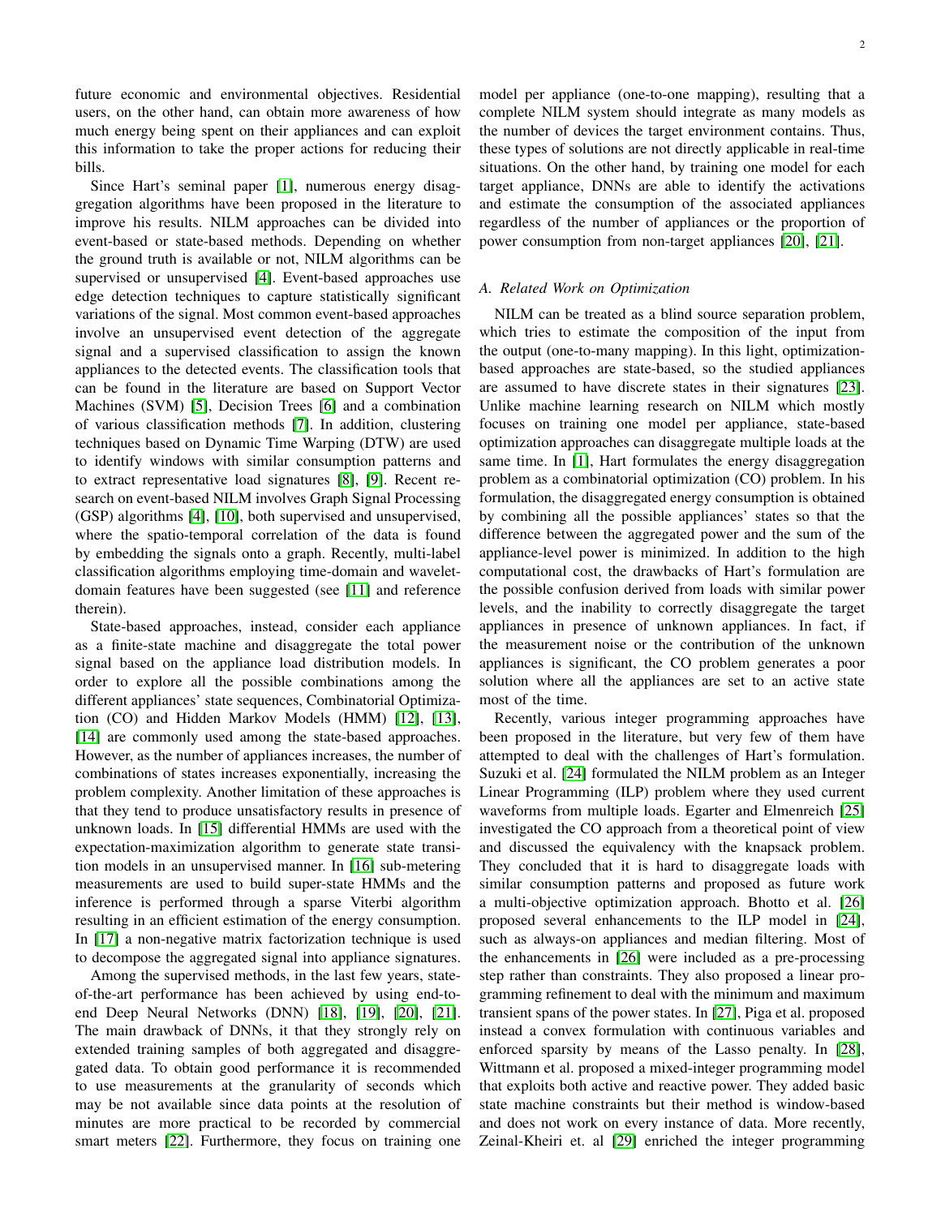future economic and environmental objectives. Residential users, on the other hand, can obtain more awareness of how much energy being spent on their appliances and can exploit this information to take the proper actions for reducing their bills.

Since Hart's seminal paper [1], numerous energy disaggregation algorithms have been proposed in the literature to improve his results. NILM approaches can be divided into event-based or state-based methods. Depending on whether the ground truth is available or not, NILM algorithms can be supervised or unsupervised [4]. Event-based approaches use edge detection techniques to capture statistically significant variations of the signal. Most common event-based approaches involve an unsupervised event detection of the aggregate signal and a supervised classification to assign the known appliances to the detected events. The classification tools that can be found in the literature are based on Support Vector Machines (SVM) [5], Decision Trees [6] and a combination of various classification methods [7]. In addition, clustering techniques based on Dynamic Time Warping (DTW) are used to identify windows with similar consumption patterns and to extract representative load signatures [8], [9]. Recent research on event-based NILM involves Graph Signal Processing (GSP) algorithms [4], [10], both supervised and unsupervised, where the spatio-temporal correlation of the data is found by embedding the signals onto a graph. Recently, multi-label classification algorithms employing time-domain and wavelet-domain features have been suggested (see [11] and reference therein).

State-based approaches, instead, consider each appliance as a finite-state machine and disaggregate the total power signal based on the appliance load distribution models. In order to explore all the possible combinations among the different appliances' state sequences, Combinatorial Optimization (CO) and Hidden Markov Models (HMM) [12], [13], [14] are commonly used among the state-based approaches. However, as the number of appliances increases, the number of combinations of states increases exponentially, increasing the problem complexity. Another limitation of these approaches is that they tend to produce unsatisfactory results in presence of unknown loads. In [15] differential HMMs are used with the expectation-maximization algorithm to generate state transition models in an unsupervised manner. In [16] sub-metering measurements are used to build super-state HMMs and the inference is performed through a sparse Viterbi algorithm resulting in an efficient estimation of the energy consumption. In [17] a non-negative matrix factorization technique is used to decompose the aggregated signal into appliance signatures.

Among the supervised methods, in the last few years, state-of-the-art performance has been achieved by using end-to-end Deep Neural Networks (DNN) [18], [19], [20], [21]. The main drawback of DNNs, it that they strongly rely on extended training samples of both aggregated and disaggregated data. To obtain good performance it is recommended to use measurements at the granularity of seconds which may be not available since data points at the resolution of minutes are more practical to be recorded by commercial smart meters [22]. Furthermore, they focus on training one model per appliance (one-to-one mapping), resulting that a complete NILM system should integrate as many models as the number of devices the target environment contains. Thus, these types of solutions are not directly applicable in real-time situations. On the other hand, by training one model for each target appliance, DNNs are able to identify the activations and estimate the consumption of the associated appliances regardless of the number of appliances or the proportion of power consumption from non-target appliances [20], [21].

### *A. Related Work on Optimization*

NILM can be treated as a blind source separation problem, which tries to estimate the composition of the input from the output (one-to-many mapping). In this light, optimization-based approaches are state-based, so the studied appliances are assumed to have discrete states in their signatures [23]. Unlike machine learning research on NILM which mostly focuses on training one model per appliance, state-based optimization approaches can disaggregate multiple loads at the same time. In [1], Hart formulates the energy disaggregation problem as a combinatorial optimization (CO) problem. In his formulation, the disaggregated energy consumption is obtained by combining all the possible appliances' states so that the difference between the aggregated power and the sum of the appliance-level power is minimized. In addition to the high computational cost, the drawbacks of Hart's formulation are the possible confusion derived from loads with similar power levels, and the inability to correctly disaggregate the target appliances in presence of unknown appliances. In fact, if the measurement noise or the contribution of the unknown appliances is significant, the CO problem generates a poor solution where all the appliances are set to an active state most of the time.

Recently, various integer programming approaches have been proposed in the literature, but very few of them have attempted to deal with the challenges of Hart's formulation. Suzuki et al. [24] formulated the NILM problem as an Integer Linear Programming (ILP) problem where they used current waveforms from multiple loads. Egarter and Elmenreich [25] investigated the CO approach from a theoretical point of view and discussed the equivalency with the knapsack problem. They concluded that it is hard to disaggregate loads with similar consumption patterns and proposed as future work a multi-objective optimization approach. Bhotto et al. [26] proposed several enhancements to the ILP model in [24], such as always-on appliances and median filtering. Most of the enhancements in [26] were included as a pre-processing step rather than constraints. They also proposed a linear programming refinement to deal with the minimum and maximum transient spans of the power states. In [27], Piga et al. proposed instead a convex formulation with continuous variables and enforced sparsity by means of the Lasso penalty. In [28], Wittmann et al. proposed a mixed-integer programming model that exploits both active and reactive power. They added basic state machine constraints but their method is window-based and does not work on every instance of data. More recently, Zeinal-Kheiri et. al [29] enriched the integer programming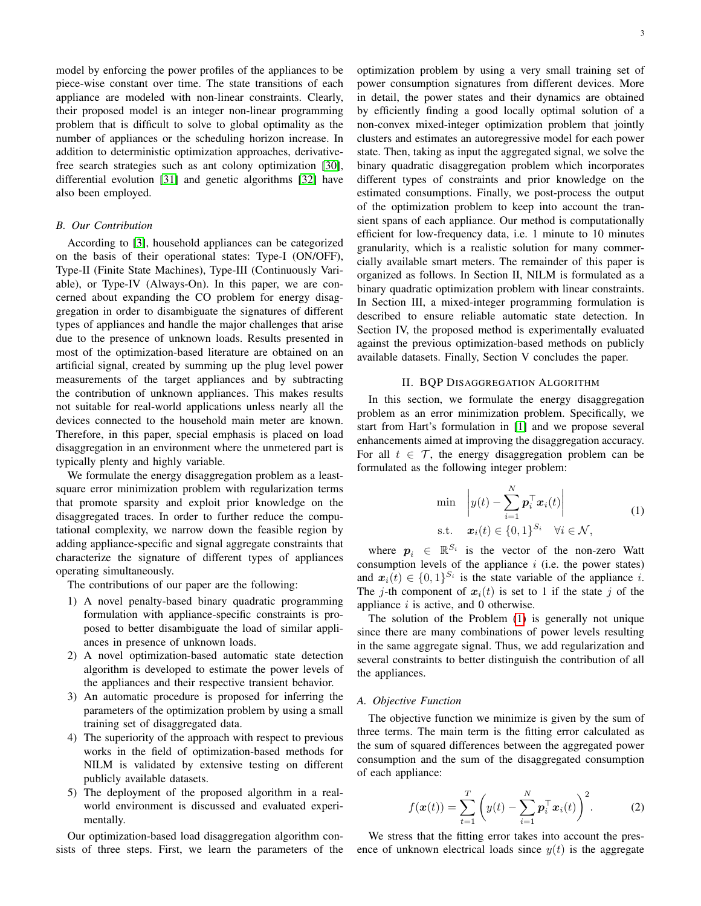model by enforcing the power profiles of the appliances to be piece-wise constant over time. The state transitions of each appliance are modeled with non-linear constraints. Clearly, their proposed model is an integer non-linear programming problem that is difficult to solve to global optimality as the number of appliances or the scheduling horizon increase. In addition to deterministic optimization approaches, derivative-free search strategies such as ant colony optimization [30], differential evolution [31] and genetic algorithms [32] have also been employed.

### B. Our Contribution

According to [3], household appliances can be categorized on the basis of their operational states: Type-I (ON/OFF), Type-II (Finite State Machines), Type-III (Continuously Variable), or Type-IV (Always-On). In this paper, we are concerned about expanding the CO problem for energy disaggregation in order to disambiguate the signatures of different types of appliances and handle the major challenges that arise due to the presence of unknown loads. Results presented in most of the optimization-based literature are obtained on an artificial signal, created by summing up the plug level power measurements of the target appliances and by subtracting the contribution of unknown appliances. This makes results not suitable for real-world applications unless nearly all the devices connected to the household main meter are known. Therefore, in this paper, special emphasis is placed on load disaggregation in an environment where the unmetered part is typically plenty and highly variable.

We formulate the energy disaggregation problem as a least-square error minimization problem with regularization terms that promote sparsity and exploit prior knowledge on the disaggregated traces. In order to further reduce the computational complexity, we narrow down the feasible region by adding appliance-specific and signal aggregate constraints that characterize the signature of different types of appliances operating simultaneously.

The contributions of our paper are the following:

1) A novel penalty-based binary quadratic programming formulation with appliance-specific constraints is proposed to better disambiguate the load of similar appliances in presence of unknown loads.
2) A novel optimization-based automatic state detection algorithm is developed to estimate the power levels of the appliances and their respective transient behavior.
3) An automatic procedure is proposed for inferring the parameters of the optimization problem by using a small training set of disaggregated data.
4) The superiority of the approach with respect to previous works in the field of optimization-based methods for NILM is validated by extensive testing on different publicly available datasets.
5) The deployment of the proposed algorithm in a real-world environment is discussed and evaluated experimentally.

Our optimization-based load disaggregation algorithm consists of three steps. First, we learn the parameters of the optimization problem by using a very small training set of power consumption signatures from different devices. More in detail, the power states and their dynamics are obtained by efficiently finding a good locally optimal solution of a non-convex mixed-integer optimization problem that jointly clusters and estimates an autoregressive model for each power state. Then, taking as input the aggregated signal, we solve the binary quadratic disaggregation problem which incorporates different types of constraints and prior knowledge on the estimated consumptions. Finally, we post-process the output of the optimization problem to keep into account the transient spans of each appliance. Our method is computationally efficient for low-frequency data, i.e. 1 minute to 10 minutes granularity, which is a realistic solution for many commercially available smart meters. The remainder of this paper is organized as follows. In Section II, NILM is formulated as a binary quadratic optimization problem with linear constraints. In Section III, a mixed-integer programming formulation is described to ensure reliable automatic state detection. In Section IV, the proposed method is experimentally evaluated against the previous optimization-based methods on publicly available datasets. Finally, Section V concludes the paper.

## II. BQP Disaggregation Algorithm

In this section, we formulate the energy disaggregation problem as an error minimization problem. Specifically, we start from Hart's formulation in [1] and we propose several enhancements aimed at improving the disaggregation accuracy. For all $t \in \mathcal{T}$, the energy disaggregation problem can be formulated as the following integer problem:

$$
\begin{aligned}
\min \quad & \left| y(t) - \sum_{i=1}^{N} \boldsymbol{p}_i^\top \boldsymbol{x}_i(t) \right| \\
\text{s.t.} \quad & \boldsymbol{x}_i(t) \in \{0,1\}^{S_i} \quad \forall i \in \mathcal{N},
\end{aligned}
\tag{1}
$$

where $\boldsymbol{p}_i \in \mathbb{R}^{S_i}$ is the vector of the non-zero Watt consumption levels of the appliance $i$ (i.e. the power states) and $\boldsymbol{x}_i(t) \in \{0,1\}^{S_i}$ is the state variable of the appliance $i$. The $j$-th component of $\boldsymbol{x}_i(t)$ is set to 1 if the state $j$ of the appliance $i$ is active, and 0 otherwise.

The solution of the Problem (1) is generally not unique since there are many combinations of power levels resulting in the same aggregate signal. Thus, we add regularization and several constraints to better distinguish the contribution of all the appliances.

### A. Objective Function

The objective function we minimize is given by the sum of three terms. The main term is the fitting error calculated as the sum of squared differences between the aggregated power consumption and the sum of the disaggregated consumption of each appliance:

$$
f(\boldsymbol{x}(t)) = \sum_{t=1}^{T} \left( y(t) - \sum_{i=1}^{N} \boldsymbol{p}_i^\top \boldsymbol{x}_i(t) \right)^2 . \tag{2}
$$

We stress that the fitting error takes into account the presence of unknown electrical loads since $y(t)$ is the aggregate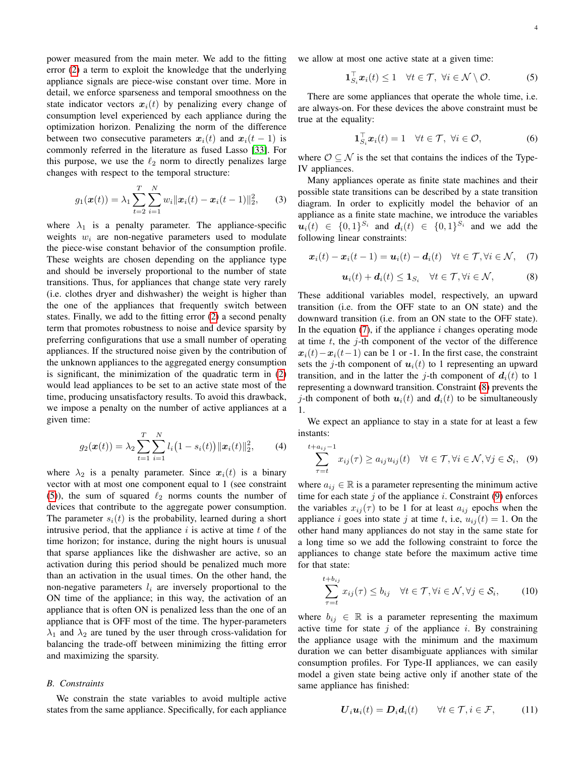power measured from the main meter. We add to the fitting error (2) a term to exploit the knowledge that the underlying appliance signals are piece-wise constant over time. More in detail, we enforce sparseness and temporal smoothness on the state indicator vectors $\boldsymbol{x}_i(t)$ by penalizing every change of consumption level experienced by each appliance during the optimization horizon. Penalizing the norm of the difference between two consecutive parameters $\boldsymbol{x}_i(t)$ and $\boldsymbol{x}_i(t-1)$ is commonly referred in the literature as fused Lasso [33]. For this purpose, we use the $\ell_2$ norm to directly penalizes large changes with respect to the temporal structure:

$$g_1(\boldsymbol{x}(t)) = \lambda_1 \sum_{t=2}^{T} \sum_{i=1}^{N} w_i \|\boldsymbol{x}_i(t) - \boldsymbol{x}_i(t-1)\|_2^2, \tag{3}$$

where $\lambda_1$ is a penalty parameter. The appliance-specific weights $w_i$ are non-negative parameters used to modulate the piece-wise constant behavior of the consumption profile. These weights are chosen depending on the appliance type and should be inversely proportional to the number of state transitions. Thus, for appliances that change state very rarely (i.e. clothes dryer and dishwasher) the weight is higher than the one of the appliances that frequently switch between states. Finally, we add to the fitting error (2) a second penalty term that promotes robustness to noise and device sparsity by preferring configurations that use a small number of operating appliances. If the structured noise given by the contribution of the unknown appliances to the aggregated energy consumption is significant, the minimization of the quadratic term in (2) would lead appliances to be set to an active state most of the time, producing unsatisfactory results. To avoid this drawback, we impose a penalty on the number of active appliances at a given time:

$$g_2(\boldsymbol{x}(t)) = \lambda_2 \sum_{t=1}^{T} \sum_{i=1}^{N} l_i\big(1 - s_i(t)\big) \|\boldsymbol{x}_i(t)\|_2^2, \tag{4}$$

where $\lambda_2$ is a penalty parameter. Since $\boldsymbol{x}_i(t)$ is a binary vector with at most one component equal to 1 (see constraint (5)), the sum of squared $\ell_2$ norms counts the number of devices that contribute to the aggregate power consumption. The parameter $s_i(t)$ is the probability, learned during a short intrusive period, that the appliance $i$ is active at time $t$ of the time horizon; for instance, during the night hours is unusual that sparse appliances like the dishwasher are active, so an activation during this period should be penalized much more than an activation in the usual times. On the other hand, the non-negative parameters $l_i$ are inversely proportional to the ON time of the appliance; in this way, the activation of an appliance that is often ON is penalized less than the one of an appliance that is OFF most of the time. The hyper-parameters $\lambda_1$ and $\lambda_2$ are tuned by the user through cross-validation for balancing the trade-off between minimizing the fitting error and maximizing the sparsity.

### *B. Constraints*

We constrain the state variables to avoid multiple active states from the same appliance. Specifically, for each appliance we allow at most one active state at a given time:

$$\mathbf{1}_{S_i}^\top \boldsymbol{x}_i(t) \leq 1 \quad \forall t \in \mathcal{T},\ \forall i \in \mathcal{N} \setminus \mathcal{O}. \tag{5}$$

There are some appliances that operate the whole time, i.e. are always-on. For these devices the above constraint must be true at the equality:

$$\mathbf{1}_{S_i}^\top \boldsymbol{x}_i(t) = 1 \quad \forall t \in \mathcal{T},\ \forall i \in \mathcal{O}, \tag{6}$$

where $\mathcal{O} \subseteq \mathcal{N}$ is the set that contains the indices of the Type-IV appliances.

Many appliances operate as finite state machines and their possible state transitions can be described by a state transition diagram. In order to explicitly model the behavior of an appliance as a finite state machine, we introduce the variables $\boldsymbol{u}_i(t) \in \{0,1\}^{S_i}$ and $\boldsymbol{d}_i(t) \in \{0,1\}^{S_i}$ and we add the following linear constraints:

$$\boldsymbol{x}_i(t) - \boldsymbol{x}_i(t-1) = \boldsymbol{u}_i(t) - \boldsymbol{d}_i(t) \quad \forall t \in \mathcal{T}, \forall i \in \mathcal{N}, \tag{7}$$

$$\boldsymbol{u}_i(t) + \boldsymbol{d}_i(t) \leq \mathbf{1}_{S_i} \quad \forall t \in \mathcal{T}, \forall i \in \mathcal{N}, \tag{8}$$

These additional variables model, respectively, an upward transition (i.e. from the OFF state to an ON state) and the downward transition (i.e. from an ON state to the OFF state). In the equation (7), if the appliance $i$ changes operating mode at time $t$, the $j$-th component of the vector of the difference $\boldsymbol{x}_i(t) - \boldsymbol{x}_i(t-1)$ can be 1 or -1. In the first case, the constraint sets the $j$-th component of $\boldsymbol{u}_i(t)$ to 1 representing an upward transition, and in the latter the $j$-th component of $\boldsymbol{d}_i(t)$ to 1 representing a downward transition. Constraint (8) prevents the $j$-th component of both $\boldsymbol{u}_i(t)$ and $\boldsymbol{d}_i(t)$ to be simultaneously 1.

We expect an appliance to stay in a state for at least a few instants:

$$\sum_{\tau=t}^{t+a_{ij}-1} x_{ij}(\tau) \geq a_{ij} u_{ij}(t) \quad \forall t \in \mathcal{T}, \forall i \in \mathcal{N}, \forall j \in \mathcal{S}_i, \tag{9}$$

where $a_{ij} \in \mathbb{R}$ is a parameter representing the minimum active time for each state $j$ of the appliance $i$. Constraint (9) enforces the variables $x_{ij}(\tau)$ to be 1 for at least $a_{ij}$ epochs when the appliance $i$ goes into state $j$ at time $t$, i.e, $u_{ij}(t) = 1$. On the other hand many appliances do not stay in the same state for a long time so we add the following constraint to force the appliances to change state before the maximum active time for that state:

$$\sum_{\tau=t}^{t+b_{ij}} x_{ij}(\tau) \leq b_{ij} \quad \forall t \in \mathcal{T}, \forall i \in \mathcal{N}, \forall j \in \mathcal{S}_i, \tag{10}$$

where $b_{ij} \in \mathbb{R}$ is a parameter representing the maximum active time for state $j$ of the appliance $i$. By constraining the appliance usage with the minimum and the maximum duration we can better disambiguate appliances with similar consumption profiles. For Type-II appliances, we can easily model a given state being active only if another state of the same appliance has finished:

$$\boldsymbol{U}_i \boldsymbol{u}_i(t) = \boldsymbol{D}_i \boldsymbol{d}_i(t) \qquad \forall t \in \mathcal{T}, i \in \mathcal{F}, \tag{11}$$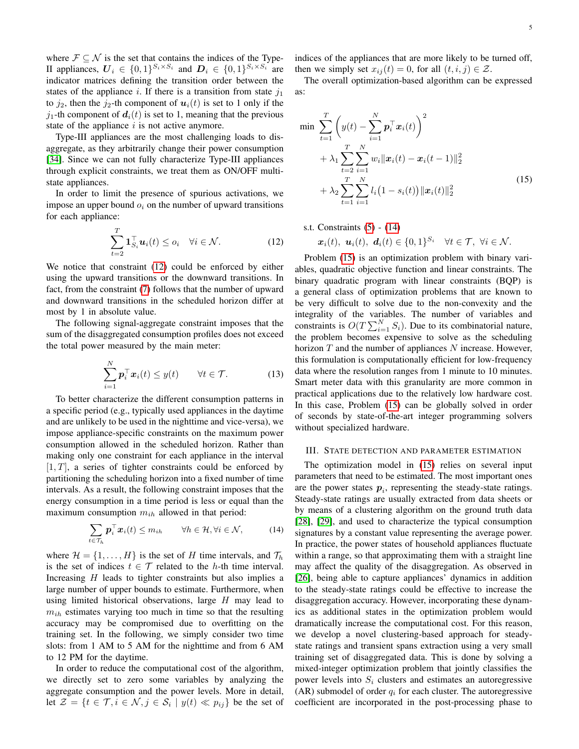where $\mathcal{F} \subseteq \mathcal{N}$ is the set that contains the indices of the Type-II appliances, $\boldsymbol{U}_i \in \{0,1\}^{S_i \times S_i}$ and $\boldsymbol{D}_i \in \{0,1\}^{S_i \times S_i}$ are indicator matrices defining the transition order between the states of the appliance $i$. If there is a transition from state $j_1$ to $j_2$, then the $j_2$-th component of $\boldsymbol{u}_i(t)$ is set to 1 only if the $j_1$-th component of $\boldsymbol{d}_i(t)$ is set to 1, meaning that the previous state of the appliance $i$ is not active anymore.

Type-III appliances are the most challenging loads to disaggregate, as they arbitrarily change their power consumption [34]. Since we can not fully characterize Type-III appliances through explicit constraints, we treat them as ON/OFF multi-state appliances.

In order to limit the presence of spurious activations, we impose an upper bound $o_i$ on the number of upward transitions for each appliance:

$$\sum_{t=2}^{T} \mathbf{1}_{S_i}^\top \boldsymbol{u}_i(t) \leq o_i \quad \forall i \in \mathcal{N}. \tag{12}$$

We notice that constraint (12) could be enforced by either using the upward transitions or the downward transitions. In fact, from the constraint (7) follows that the number of upward and downward transitions in the scheduled horizon differ at most by 1 in absolute value.

The following signal-aggregate constraint imposes that the sum of the disaggregated consumption profiles does not exceed the total power measured by the main meter:

$$\sum_{i=1}^{N} \boldsymbol{p}_i^\top \boldsymbol{x}_i(t) \leq y(t) \qquad \forall t \in \mathcal{T}. \tag{13}$$

To better characterize the different consumption patterns in a specific period (e.g., typically used appliances in the daytime and are unlikely to be used in the nighttime and vice-versa), we impose appliance-specific constraints on the maximum power consumption allowed in the scheduled horizon. Rather than making only one constraint for each appliance in the interval $[1, T]$, a series of tighter constraints could be enforced by partitioning the scheduling horizon into a fixed number of time intervals. As a result, the following constraint imposes that the energy consumption in a time period is less or equal than the maximum consumption $m_{ih}$ allowed in that period:

$$\sum_{t \in \mathcal{T}_h} \boldsymbol{p}_i^\top \boldsymbol{x}_i(t) \leq m_{ih} \qquad \forall h \in \mathcal{H}, \forall i \in \mathcal{N}, \tag{14}$$

where $\mathcal{H} = \{1, \ldots, H\}$ is the set of $H$ time intervals, and $\mathcal{T}_h$ is the set of indices $t \in \mathcal{T}$ related to the $h$-th time interval. Increasing $H$ leads to tighter constraints but also implies a large number of upper bounds to estimate. Furthermore, when using limited historical observations, large $H$ may lead to $m_{ih}$ estimates varying too much in time so that the resulting accuracy may be compromised due to overfitting on the training set. In the following, we simply consider two time slots: from 1 AM to 5 AM for the nighttime and from 6 AM to 12 PM for the daytime.

In order to reduce the computational cost of the algorithm, we directly set to zero some variables by analyzing the aggregate consumption and the power levels. More in detail, let $\mathcal{Z} = \{t \in \mathcal{T}, i \in \mathcal{N}, j \in \mathcal{S}_i \mid y(t) \ll p_{ij}\}$ be the set of indices of the appliances that are more likely to be turned off, then we simply set $x_{ij}(t) = 0$, for all $(t, i, j) \in \mathcal{Z}$.

The overall optimization-based algorithm can be expressed as:

$$\begin{aligned}
\min \ & \sum_{t=1}^{T} \left( y(t) - \sum_{i=1}^{N} \boldsymbol{p}_i^\top \boldsymbol{x}_i(t) \right)^2 \\
& + \lambda_1 \sum_{t=2}^{T} \sum_{i=1}^{N} w_i \| \boldsymbol{x}_i(t) - \boldsymbol{x}_i(t-1) \|_2^2 \\
& + \lambda_2 \sum_{t=1}^{T} \sum_{i=1}^{N} l_i \big(1 - s_i(t)\big) \| \boldsymbol{x}_i(t) \|_2^2
\end{aligned} \tag{15}$$

$$\begin{aligned}
\text{s.t. } & \text{Constraints (5) - (14)} \\
& \boldsymbol{x}_i(t),\ \boldsymbol{u}_i(t),\ \boldsymbol{d}_i(t) \in \{0,1\}^{S_i} \quad \forall t \in \mathcal{T},\ \forall i \in \mathcal{N}.
\end{aligned}$$

Problem (15) is an optimization problem with binary variables, quadratic objective function and linear constraints. The binary quadratic program with linear constraints (BQP) is a general class of optimization problems that are known to be very difficult to solve due to the non-convexity and the integrality of the variables. The number of variables and constraints is $O(T \sum_{i=1}^{N} S_i)$. Due to its combinatorial nature, the problem becomes expensive to solve as the scheduling horizon $T$ and the number of appliances $N$ increase. However, this formulation is computationally efficient for low-frequency data where the resolution ranges from 1 minute to 10 minutes. Smart meter data with this granularity are more common in practical applications due to the relatively low hardware cost. In this case, Problem (15) can be globally solved in order of seconds by state-of-the-art integer programming solvers without specialized hardware.

## III. State detection and parameter estimation

The optimization model in (15) relies on several input parameters that need to be estimated. The most important ones are the power states $\boldsymbol{p}_i$, representing the steady-state ratings. Steady-state ratings are usually extracted from data sheets or by means of a clustering algorithm on the ground truth data [28], [29], and used to characterize the typical consumption signatures by a constant value representing the average power. In practice, the power states of household appliances fluctuate within a range, so that approximating them with a straight line may affect the quality of the disaggregation. As observed in [26], being able to capture appliances' dynamics in addition to the steady-state ratings could be effective to increase the disaggregation accuracy. However, incorporating these dynamics as additional states in the optimization problem would dramatically increase the computational cost. For this reason, we develop a novel clustering-based approach for steady-state ratings and transient spans extraction using a very small training set of disaggregated data. This is done by solving a mixed-integer optimization problem that jointly classifies the power levels into $S_i$ clusters and estimates an autoregressive (AR) submodel of order $q_i$ for each cluster. The autoregressive coefficient are incorporated in the post-processing phase to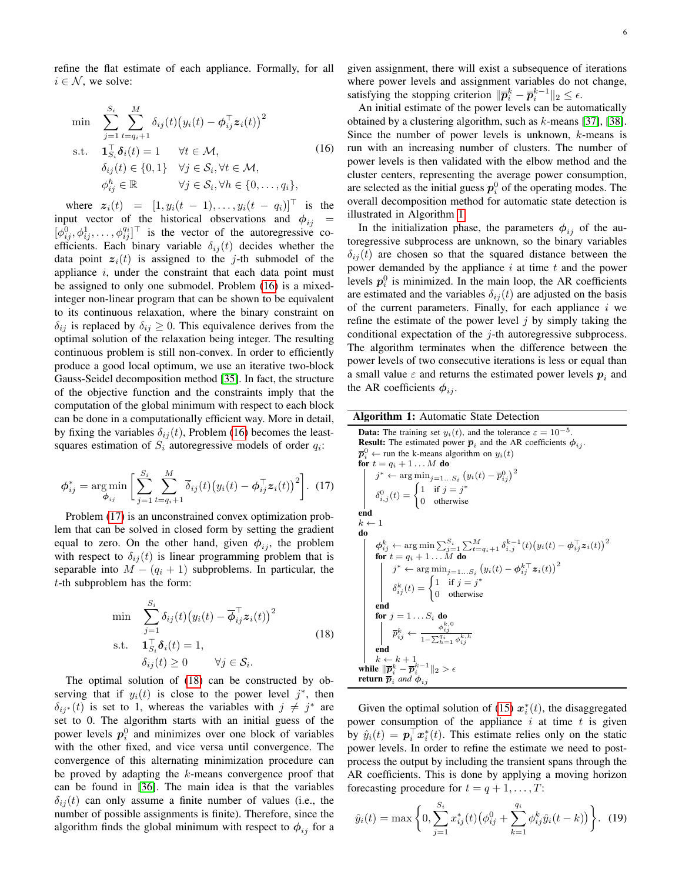refine the flat estimate of each appliance. Formally, for all $i \in \mathcal{N}$, we solve:

$$
\begin{aligned}
\min \quad & \sum_{j=1}^{S_i} \sum_{t=q_i+1}^{M} \delta_{ij}(t)\big(y_i(t) - \boldsymbol{\phi}_{ij}^\top \boldsymbol{z}_i(t)\big)^2 \\
\text{s.t.} \quad & \mathbf{1}_{S_i}^\top \boldsymbol{\delta}_i(t) = 1 \qquad \forall t \in \mathcal{M}, \\
& \delta_{ij}(t) \in \{0,1\} \quad \forall j \in \mathcal{S}_i, \forall t \in \mathcal{M}, \\
& \phi_{ij}^h \in \mathbb{R} \qquad \forall j \in \mathcal{S}_i, \forall h \in \{0,\dots,q_i\},
\end{aligned}
\tag{16}
$$

where $\boldsymbol{z}_i(t) = [1, y_i(t-1), \dots, y_i(t-q_i)]^\top$ is the input vector of the historical observations and $\boldsymbol{\phi}_{ij} = [\phi_{ij}^0, \phi_{ij}^1, \dots, \phi_{ij}^{q_i}]^\top$ is the vector of the autoregressive coefficients. Each binary variable $\delta_{ij}(t)$ decides whether the data point $\boldsymbol{z}_i(t)$ is assigned to the $j$-th submodel of the appliance $i$, under the constraint that each data point must be assigned to only one submodel. Problem (16) is a mixed-integer non-linear program that can be shown to be equivalent to its continuous relaxation, where the binary constraint on $\delta_{ij}$ is replaced by $\delta_{ij} \geq 0$. This equivalence derives from the optimal solution of the relaxation being integer. The resulting continuous problem is still non-convex. In order to efficiently produce a good local optimum, we use an iterative two-block Gauss-Seidel decomposition method [35]. In fact, the structure of the objective function and the constraints imply that the computation of the global minimum with respect to each block can be done in a computationally efficient way. More in detail, by fixing the variables $\delta_{ij}(t)$, Problem (16) becomes the least-squares estimation of $S_i$ autoregressive models of order $q_i$:

$$
\boldsymbol{\phi}_{ij}^* = \arg\min_{\boldsymbol{\phi}_{ij}} \left[ \sum_{j=1}^{S_i} \sum_{t=q_i+1}^{M} \overline{\delta}_{ij}(t)\big(y_i(t) - \boldsymbol{\phi}_{ij}^\top \boldsymbol{z}_i(t)\big)^2 \right]. \tag{17}
$$

Problem (17) is an unconstrained convex optimization problem that can be solved in closed form by setting the gradient equal to zero. On the other hand, given $\boldsymbol{\phi}_{ij}$, the problem with respect to $\delta_{ij}(t)$ is linear programming problem that is separable into $M-(q_i+1)$ subproblems. In particular, the $t$-th subproblem has the form:

$$
\begin{aligned}
\min \quad & \sum_{j=1}^{S_i} \delta_{ij}(t)\big(y_i(t) - \overline{\boldsymbol{\phi}}_{ij}^\top \boldsymbol{z}_i(t)\big)^2 \\
\text{s.t.} \quad & \mathbf{1}_{S_i}^\top \boldsymbol{\delta}_i(t) = 1, \\
& \delta_{ij}(t) \geq 0 \qquad \forall j \in \mathcal{S}_i.
\end{aligned}
\tag{18}
$$

The optimal solution of (18) can be constructed by observing that if $y_i(t)$ is close to the power level $j^*$, then $\delta_{ij^*}(t)$ is set to 1, whereas the variables with $j \neq j^*$ are set to 0. The algorithm starts with an initial guess of the power levels $\boldsymbol{p}_i^0$ and minimizes over one block of variables with the other fixed, and vice versa until convergence. The convergence of this alternating minimization procedure can be proved by adapting the $k$-means convergence proof that can be found in [36]. The main idea is that the variables $\delta_{ij}(t)$ can only assume a finite number of values (i.e., the number of possible assignments is finite). Therefore, since the algorithm finds the global minimum with respect to $\boldsymbol{\phi}_{ij}$ for a given assignment, there will exist a subsequence of iterations where power levels and assignment variables do not change, satisfying the stopping criterion $\|\overline{\boldsymbol{p}}_i^k - \overline{\boldsymbol{p}}_i^{k-1}\|_2 \leq \epsilon$.

An initial estimate of the power levels can be automatically obtained by a clustering algorithm, such as $k$-means [37], [38]. Since the number of power levels is unknown, $k$-means is run with an increasing number of clusters. The number of power levels is then validated with the elbow method and the cluster centers, representing the average power consumption, are selected as the initial guess $\boldsymbol{p}_i^0$ of the operating modes. The overall decomposition method for automatic state detection is illustrated in Algorithm 1.

In the initialization phase, the parameters $\boldsymbol{\phi}_{ij}$ of the autoregressive subprocess are unknown, so the binary variables $\delta_{ij}(t)$ are chosen so that the squared distance between the power demanded by the appliance $i$ at time $t$ and the power levels $\boldsymbol{p}_i^0$ is minimized. In the main loop, the AR coefficients are estimated and the variables $\delta_{ij}(t)$ are adjusted on the basis of the current parameters. Finally, for each appliance $i$ we refine the estimate of the power level $j$ by simply taking the conditional expectation of the $j$-th autoregressive subprocess. The algorithm terminates when the difference between the power levels of two consecutive iterations is less or equal than a small value $\varepsilon$ and returns the estimated power levels $\boldsymbol{p}_i$ and the AR coefficients $\boldsymbol{\phi}_{ij}$.

**Algorithm 1:** Automatic State Detection

```
Data: The training set y_i(t), and the tolerance ε = 10^{-5}.
Result: The estimated power p̄_i and the AR coefficients φ_ij.
p̄_i^0 ← run the k-means algorithm on y_i(t)
for t = q_i + 1 ... M do
    j* ← arg min_{j=1...S_i} (y_i(t) − p̄_ij^0)^2
    δ_{i,j}^0(t) = { 1  if j = j*
                   { 0  otherwise
end
k ← 1
do
    φ_ij^k ← arg min Σ_{j=1}^{S_i} Σ_{t=q_i+1}^{M} δ_{i,j}^{k−1}(t)(y_i(t) − φ_ij^⊤ z_i(t))^2
    for t = q_i + 1 ... M do
        j* ← arg min_{j=1...S_i} (y_i(t) − φ_ij^{k⊤} z_i(t))^2
        δ_ij^k(t) = { 1  if j = j*
                    { 0  otherwise
    end
    for j = 1 ... S_i do
        p̄_ij^k ← φ_ij^{k,0} / (1 − Σ_{h=1}^{q_i} φ_ij^{k,h})
    end
    k ← k + 1
while ‖p̄_i^k − p̄_i^{k−1}‖_2 > ε
return p̄_i and φ_ij
```

Given the optimal solution of (15) $\boldsymbol{x}_i^*(t)$, the disaggregated power consumption of the appliance $i$ at time $t$ is given by $\hat{y}_i(t) = \boldsymbol{p}_i^\top \boldsymbol{x}_i^*(t)$. This estimate relies only on the static power levels. In order to refine the estimate we need to post-process the output by including the transient spans through the AR coefficients. This is done by applying a moving horizon forecasting procedure for $t = q+1, \dots, T$:

$$
\hat{y}_i(t) = \max\left\{0, \sum_{j=1}^{S_i} x_{ij}^*(t)\big(\phi_{ij}^0 + \sum_{k=1}^{q_i} \phi_{ij}^k \hat{y}_i(t-k)\big)\right\}. \tag{19}
$$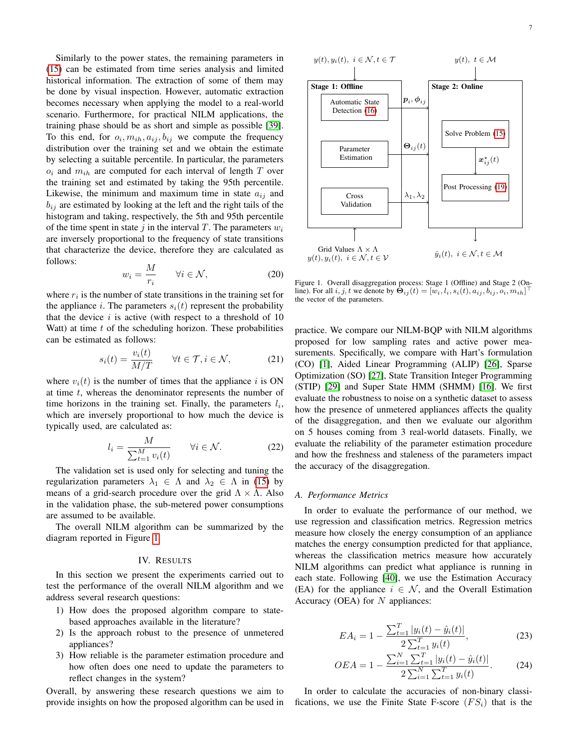Similarly to the power states, the remaining parameters in (15) can be estimated from time series analysis and limited historical information. The extraction of some of them may be done by visual inspection. However, automatic extraction becomes necessary when applying the model to a real-world scenario. Furthermore, for practical NILM applications, the training phase should be as short and simple as possible [39]. To this end, for $o_i, m_{ih}, a_{ij}, b_{ij}$ we compute the frequency distribution over the training set and we obtain the estimate by selecting a suitable percentile. In particular, the parameters $o_i$ and $m_{ih}$ are computed for each interval of length $T$ over the training set and estimated by taking the 95th percentile. Likewise, the minimum and maximum time in state $a_{ij}$ and $b_{ij}$ are estimated by looking at the left and the right tails of the histogram and taking, respectively, the 5th and 95th percentile of the time spent in state $j$ in the interval $T$. The parameters $w_i$ are inversely proportional to the frequency of state transitions that characterize the device, therefore they are calculated as follows:

$$w_i = \frac{M}{r_i} \qquad \forall i \in \mathcal{N}, \tag{20}$$

where $r_i$ is the number of state transitions in the training set for the appliance $i$. The parameters $s_i(t)$ represent the probability that the device $i$ is active (with respect to a threshold of 10 Watt) at time $t$ of the scheduling horizon. These probabilities can be estimated as follows:

$$s_i(t) = \frac{v_i(t)}{M/T} \qquad \forall t \in \mathcal{T}, i \in \mathcal{N}, \tag{21}$$

where $v_i(t)$ is the number of times that the appliance $i$ is ON at time $t$, whereas the denominator represents the number of time horizons in the training set. Finally, the parameters $l_i$, which are inversely proportional to how much the device is typically used, are calculated as:

$$l_i = \frac{M}{\sum_{t=1}^{M} v_i(t)} \qquad \forall i \in \mathcal{N}. \tag{22}$$

The validation set is used only for selecting and tuning the regularization parameters $\lambda_1 \in \Lambda$ and $\lambda_2 \in \Lambda$ in (15) by means of a grid-search procedure over the grid $\Lambda \times \Lambda$. Also in the validation phase, the sub-metered power consumptions are assumed to be available.

The overall NILM algorithm can be summarized by the diagram reported in Figure 1.

Figure 1. Overall disaggregation process: Stage 1 (Offline) and Stage 2 (Online). For all $i, j, t$ we denote by $\boldsymbol{\Theta}_{ij}(t) = [w_i, l_i, s_i(t), a_{ij}, b_{ij}, o_i, m_{ih}]^\top$ the vector of the parameters.

## IV. RESULTS

In this section we present the experiments carried out to test the performance of the overall NILM algorithm and we address several research questions:

1) How does the proposed algorithm compare to state-based approaches available in the literature?
2) Is the approach robust to the presence of unmetered appliances?
3) How reliable is the parameter estimation procedure and how often does one need to update the parameters to reflect changes in the system?

Overall, by answering these research questions we aim to provide insights on how the proposed algorithm can be used in practice. We compare our NILM-BQP with NILM algorithms proposed for low sampling rates and active power measurements. Specifically, we compare with Hart's formulation (CO) [1], Aided Linear Programming (ALIP) [26], Sparse Optimization (SO) [27], State Transition Integer Programming (STIP) [29] and Super State HMM (SHMM) [16]. We first evaluate the robustness to noise on a synthetic dataset to assess how the presence of unmetered appliances affects the quality of the disaggregation, and then we evaluate our algorithm on 5 houses coming from 3 real-world datasets. Finally, we evaluate the reliability of the parameter estimation procedure and how the freshness and staleness of the parameters impact the accuracy of the disaggregation.

### A. Performance Metrics

In order to evaluate the performance of our method, we use regression and classification metrics. Regression metrics measure how closely the energy consumption of an appliance matches the energy consumption predicted for that appliance, whereas the classification metrics measure how accurately NILM algorithms can predict what appliance is running in each state. Following [40], we use the Estimation Accuracy (EA) for the appliance $i \in \mathcal{N}$, and the Overall Estimation Accuracy (OEA) for $N$ appliances:

$$EA_i = 1 - \frac{\sum_{t=1}^{T} |y_i(t) - \hat{y}_i(t)|}{2\sum_{t=1}^{T} y_i(t)}, \tag{23}$$

$$OEA = 1 - \frac{\sum_{i=1}^{N}\sum_{t=1}^{T} |y_i(t) - \hat{y}_i(t)|}{2\sum_{i=1}^{N}\sum_{t=1}^{T} y_i(t)}. \tag{24}$$

In order to calculate the accuracies of non-binary classifications, we use the Finite State F-score ($FS_i$) that is the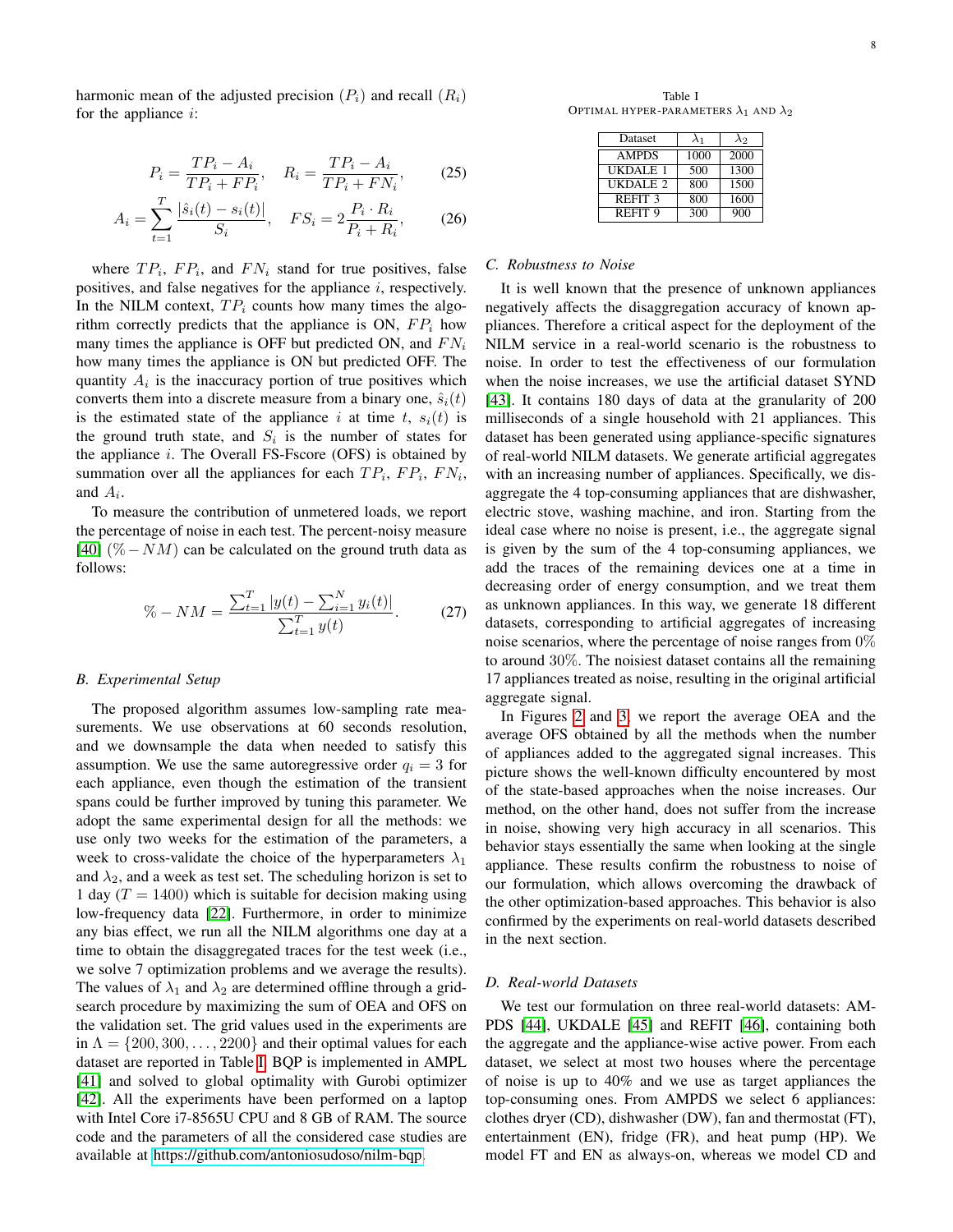harmonic mean of the adjusted precision ($P_i$) and recall ($R_i$) for the appliance $i$:

$$P_i = \frac{TP_i - A_i}{TP_i + FP_i}, \quad R_i = \frac{TP_i - A_i}{TP_i + FN_i}, \tag{25}$$

$$A_i = \sum_{t=1}^{T} \frac{|\hat{s}_i(t) - s_i(t)|}{S_i}, \quad FS_i = 2\frac{P_i \cdot R_i}{P_i + R_i}, \tag{26}$$

where $TP_i$, $FP_i$, and $FN_i$ stand for true positives, false positives, and false negatives for the appliance $i$, respectively. In the NILM context, $TP_i$ counts how many times the algorithm correctly predicts that the appliance is ON, $FP_i$ how many times the appliance is OFF but predicted ON, and $FN_i$ how many times the appliance is ON but predicted OFF. The quantity $A_i$ is the inaccuracy portion of true positives which converts them into a discrete measure from a binary one, $\hat{s}_i(t)$ is the estimated state of the appliance $i$ at time $t$, $s_i(t)$ is the ground truth state, and $S_i$ is the number of states for the appliance $i$. The Overall FS-Fscore (OFS) is obtained by summation over all the appliances for each $TP_i$, $FP_i$, $FN_i$, and $A_i$.

To measure the contribution of unmetered loads, we report the percentage of noise in each test. The percent-noisy measure [40] ($\% - NM$) can be calculated on the ground truth data as follows:

$$\% - NM = \frac{\sum_{t=1}^{T} |y(t) - \sum_{i=1}^{N} y_i(t)|}{\sum_{t=1}^{T} y(t)}. \tag{27}$$

### B. Experimental Setup

The proposed algorithm assumes low-sampling rate measurements. We use observations at 60 seconds resolution, and we downsample the data when needed to satisfy this assumption. We use the same autoregressive order $q_i = 3$ for each appliance, even though the estimation of the transient spans could be further improved by tuning this parameter. We adopt the same experimental design for all the methods: we use only two weeks for the estimation of the parameters, a week to cross-validate the choice of the hyperparameters $\lambda_1$ and $\lambda_2$, and a week as test set. The scheduling horizon is set to 1 day ($T = 1400$) which is suitable for decision making using low-frequency data [22]. Furthermore, in order to minimize any bias effect, we run all the NILM algorithms one day at a time to obtain the disaggregated traces for the test week (i.e., we solve 7 optimization problems and we average the results). The values of $\lambda_1$ and $\lambda_2$ are determined offline through a grid-search procedure by maximizing the sum of OEA and OFS on the validation set. The grid values used in the experiments are in $\Lambda = \{200, 300, \ldots, 2200\}$ and their optimal values for each dataset are reported in Table I. BQP is implemented in AMPL [41] and solved to global optimality with Gurobi optimizer [42]. All the experiments have been performed on a laptop with Intel Core i7-8565U CPU and 8 GB of RAM. The source code and the parameters of all the considered case studies are available at https://github.com/antoniosudoso/nilm-bqp.

Table I
OPTIMAL HYPER-PARAMETERS $\lambda_1$ AND $\lambda_2$

| Dataset | $\lambda_1$ | $\lambda_2$ |
|---|---|---|
| AMPDS | 1000 | 2000 |
| UKDALE 1 | 500 | 1300 |
| UKDALE 2 | 800 | 1500 |
| REFIT 3 | 800 | 1600 |
| REFIT 9 | 300 | 900 |

### C. Robustness to Noise

It is well known that the presence of unknown appliances negatively affects the disaggregation accuracy of known appliances. Therefore a critical aspect for the deployment of the NILM service in a real-world scenario is the robustness to noise. In order to test the effectiveness of our formulation when the noise increases, we use the artificial dataset SYND [43]. It contains 180 days of data at the granularity of 200 milliseconds of a single household with 21 appliances. This dataset has been generated using appliance-specific signatures of real-world NILM datasets. We generate artificial aggregates with an increasing number of appliances. Specifically, we disaggregate the 4 top-consuming appliances that are dishwasher, electric stove, washing machine, and iron. Starting from the ideal case where no noise is present, i.e., the aggregate signal is given by the sum of the 4 top-consuming appliances, we add the traces of the remaining devices one at a time in decreasing order of energy consumption, and we treat them as unknown appliances. In this way, we generate 18 different datasets, corresponding to artificial aggregates of increasing noise scenarios, where the percentage of noise ranges from 0% to around 30%. The noisiest dataset contains all the remaining 17 appliances treated as noise, resulting in the original artificial aggregate signal.

In Figures 2 and 3, we report the average OEA and the average OFS obtained by all the methods when the number of appliances added to the aggregated signal increases. This picture shows the well-known difficulty encountered by most of the state-based approaches when the noise increases. Our method, on the other hand, does not suffer from the increase in noise, showing very high accuracy in all scenarios. This behavior stays essentially the same when looking at the single appliance. These results confirm the robustness to noise of our formulation, which allows overcoming the drawback of the other optimization-based approaches. This behavior is also confirmed by the experiments on real-world datasets described in the next section.

### D. Real-world Datasets

We test our formulation on three real-world datasets: AMPDS [44], UKDALE [45] and REFIT [46], containing both the aggregate and the appliance-wise active power. From each dataset, we select at most two houses where the percentage of noise is up to 40% and we use as target appliances the top-consuming ones. From AMPDS we select 6 appliances: clothes dryer (CD), dishwasher (DW), fan and thermostat (FT), entertainment (EN), fridge (FR), and heat pump (HP). We model FT and EN as always-on, whereas we model CD and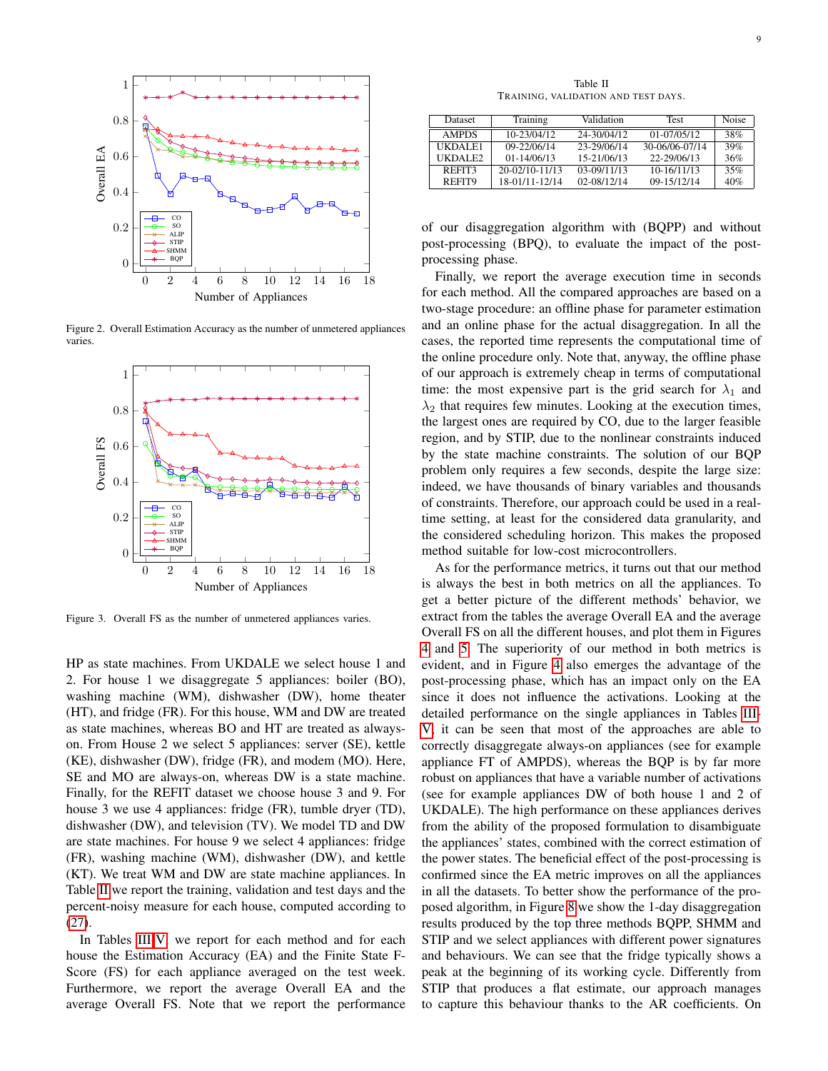Figure 2. Overall Estimation Accuracy as the number of unmetered appliances varies.

Figure 3. Overall FS as the number of unmetered appliances varies.

HP as state machines. From UKDALE we select house 1 and 2. For house 1 we disaggregate 5 appliances: boiler (BO), washing machine (WM), dishwasher (DW), home theater (HT), and fridge (FR). For this house, WM and DW are treated as state machines, whereas BO and HT are treated as always-on. From House 2 we select 5 appliances: server (SE), kettle (KE), dishwasher (DW), fridge (FR), and modem (MO). Here, SE and MO are always-on, whereas DW is a state machine. Finally, for the REFIT dataset we choose house 3 and 9. For house 3 we use 4 appliances: fridge (FR), tumble dryer (TD), dishwasher (DW), and television (TV). We model TD and DW are state machines. For house 9 we select 4 appliances: fridge (FR), washing machine (WM), dishwasher (DW), and kettle (KT). We treat WM and DW are state machine appliances. In Table II we report the training, validation and test days and the percent-noisy measure for each house, computed according to [27].

In Tables III-V, we report for each method and for each house the Estimation Accuracy (EA) and the Finite State F-Score (FS) for each appliance averaged on the test week. Furthermore, we report the average Overall EA and the average Overall FS. Note that we report the performance

Table II
TRAINING, VALIDATION AND TEST DAYS.

| Dataset | Training | Validation | Test | Noise |
|---|---|---|---|---|
| AMPDS | 10-23/04/12 | 24-30/04/12 | 01-07/05/12 | 38% |
| UKDALE1 | 09-22/06/14 | 23-29/06/14 | 30-06/06-07/14 | 39% |
| UKDALE2 | 01-14/06/13 | 15-21/06/13 | 22-29/06/13 | 36% |
| REFIT3 | 20-02/10-11/13 | 03-09/11/13 | 10-16/11/13 | 35% |
| REFIT9 | 18-01/11-12/14 | 02-08/12/14 | 09-15/12/14 | 40% |

of our disaggregation algorithm with (BQPP) and without post-processing (BPQ), to evaluate the impact of the post-processing phase.

Finally, we report the average execution time in seconds for each method. All the compared approaches are based on a two-stage procedure: an offline phase for parameter estimation and an online phase for the actual disaggregation. In all the cases, the reported time represents the computational time of the online procedure only. Note that, anyway, the offline phase of our approach is extremely cheap in terms of computational time: the most expensive part is the grid search for $\lambda_1$ and $\lambda_2$ that requires few minutes. Looking at the execution times, the largest ones are required by CO, due to the larger feasible region, and by STIP, due to the nonlinear constraints induced by the state machine constraints. The solution of our BQP problem only requires a few seconds, despite the large size: indeed, we have thousands of binary variables and thousands of constraints. Therefore, our approach could be used in a real-time setting, at least for the considered data granularity, and the considered scheduling horizon. This makes the proposed method suitable for low-cost microcontrollers.

As for the performance metrics, it turns out that our method is always the best in both metrics on all the appliances. To get a better picture of the different methods' behavior, we extract from the tables the average Overall EA and the average Overall FS on all the different houses, and plot them in Figures 4 and 5. The superiority of our method in both metrics is evident, and in Figure 4 also emerges the advantage of the post-processing phase, which has an impact only on the EA since it does not influence the activations. Looking at the detailed performance on the single appliances in Tables III-V, it can be seen that most of the approaches are able to correctly disaggregate always-on appliances (see for example appliance FT of AMPDS), whereas the BQP is by far more robust on appliances that have a variable number of activations (see for example appliances DW of both house 1 and 2 of UKDALE). The high performance on these appliances derives from the ability of the proposed formulation to disambiguate the appliances' states, combined with the correct estimation of the power states. The beneficial effect of the post-processing is confirmed since the EA metric improves on all the appliances in all the datasets. To better show the performance of the proposed algorithm, in Figure 8 we show the 1-day disaggregation results produced by the top three methods BQPP, SHMM and STIP and we select appliances with different power signatures and behaviours. We can see that the fridge typically shows a peak at the beginning of its working cycle. Differently from STIP that produces a flat estimate, our approach manages to capture this behaviour thanks to the AR coefficients. On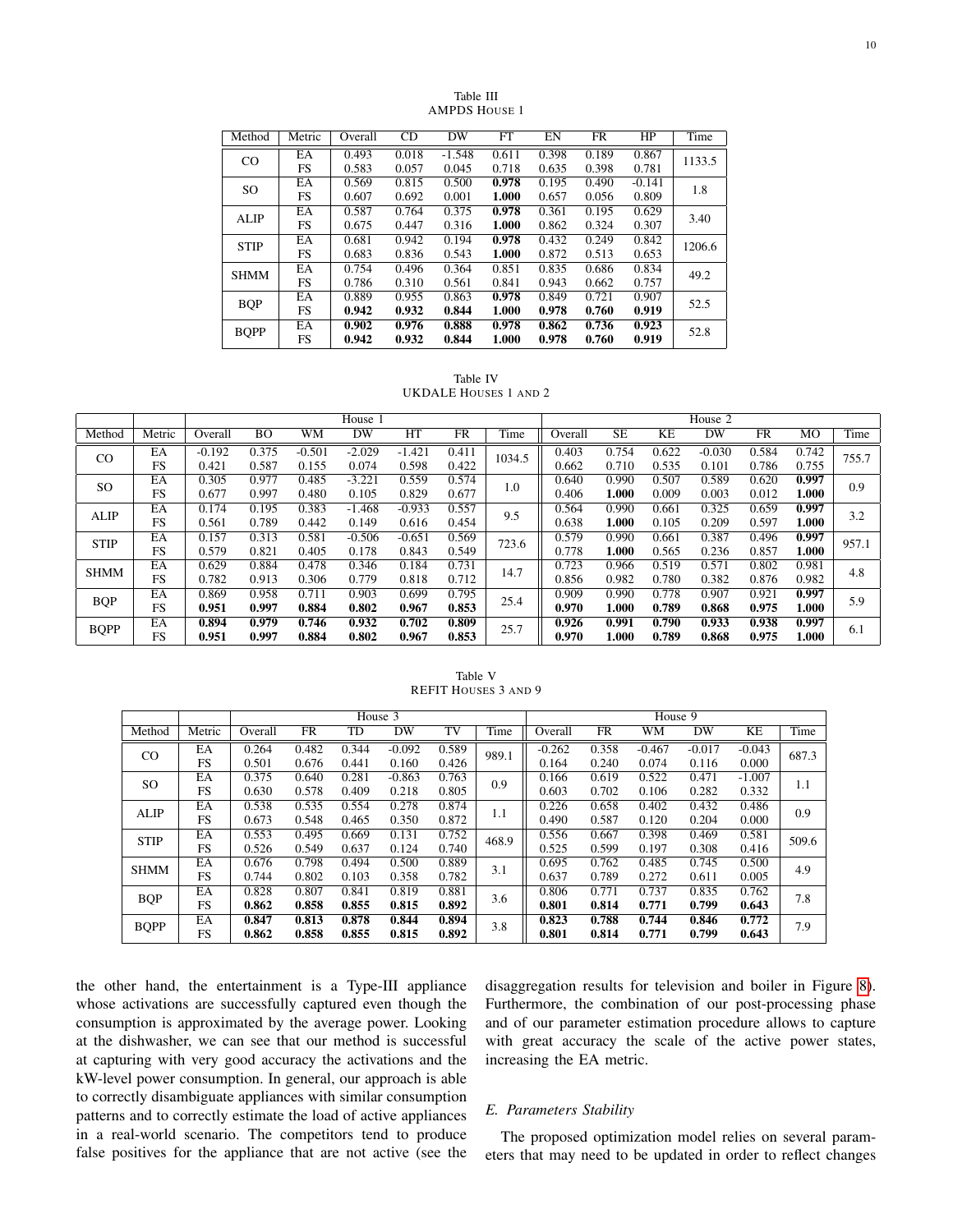Table III
AMPDS House 1

| Method | Metric | Overall | CD | DW | FT | EN | FR | HP | Time |
|---|---|---|---|---|---|---|---|---|---|
| CO | EA | 0.493 | 0.018 | -1.548 | 0.611 | 0.398 | 0.189 | 0.867 | 1133.5 |
| | FS | 0.583 | 0.057 | 0.045 | 0.718 | 0.635 | 0.398 | 0.781 | |
| SO | EA | 0.569 | 0.815 | 0.500 | **0.978** | 0.195 | 0.490 | -0.141 | 1.8 |
| | FS | 0.607 | 0.692 | 0.001 | **1.000** | 0.657 | 0.056 | 0.809 | |
| ALIP | EA | 0.587 | 0.764 | 0.375 | **0.978** | 0.361 | 0.195 | 0.629 | 3.40 |
| | FS | 0.675 | 0.447 | 0.316 | **1.000** | 0.862 | 0.324 | 0.307 | |
| STIP | EA | 0.681 | 0.942 | 0.194 | **0.978** | 0.432 | 0.249 | 0.842 | 1206.6 |
| | FS | 0.683 | 0.836 | 0.543 | **1.000** | 0.872 | 0.513 | 0.653 | |
| SHMM | EA | 0.754 | 0.496 | 0.364 | 0.851 | 0.835 | 0.686 | 0.834 | 49.2 |
| | FS | 0.786 | 0.310 | 0.561 | 0.841 | 0.943 | 0.662 | 0.757 | |
| BQP | EA | 0.889 | 0.955 | 0.863 | **0.978** | 0.849 | 0.721 | 0.907 | 52.5 |
| | FS | **0.942** | **0.932** | **0.844** | **1.000** | **0.978** | **0.760** | **0.919** | |
| BQPP | EA | **0.902** | **0.976** | **0.888** | **0.978** | **0.862** | **0.736** | **0.923** | 52.8 |
| | FS | **0.942** | **0.932** | **0.844** | **1.000** | **0.978** | **0.760** | **0.919** | |

Table IV
UKDALE Houses 1 and 2

| | | House 1 | | | | | | | House 2 | | | | | | |
|---|---|---|---|---|---|---|---|---|---|---|---|---|---|---|---|
| Method | Metric | Overall | BO | WM | DW | HT | FR | Time | Overall | SE | KE | DW | FR | MO | Time |
| CO | EA | -0.192 | 0.375 | -0.501 | -2.029 | -1.421 | 0.411 | 1034.5 | 0.403 | 0.754 | 0.622 | -0.030 | 0.584 | 0.742 | 755.7 |
| | FS | 0.421 | 0.587 | 0.155 | 0.074 | 0.598 | 0.422 | | 0.662 | 0.710 | 0.535 | 0.101 | 0.786 | 0.755 | |
| SO | EA | 0.305 | 0.977 | 0.485 | -3.221 | 0.559 | 0.574 | 1.0 | 0.640 | 0.990 | 0.507 | 0.589 | 0.620 | **0.997** | 0.9 |
| | FS | 0.677 | 0.997 | 0.480 | 0.105 | 0.829 | 0.677 | | 0.406 | **1.000** | 0.009 | 0.003 | 0.012 | **1.000** | |
| ALIP | EA | 0.174 | 0.195 | 0.383 | -1.468 | -0.933 | 0.557 | 9.5 | 0.564 | 0.990 | 0.661 | 0.325 | 0.659 | **0.997** | 3.2 |
| | FS | 0.561 | 0.789 | 0.442 | 0.149 | 0.616 | 0.454 | | 0.638 | **1.000** | 0.105 | 0.209 | 0.597 | **1.000** | |
| STIP | EA | 0.157 | 0.313 | 0.581 | -0.506 | -0.651 | 0.569 | 723.6 | 0.579 | 0.990 | 0.661 | 0.387 | 0.496 | **0.997** | 957.1 |
| | FS | 0.579 | 0.821 | 0.405 | 0.178 | 0.843 | 0.549 | | 0.778 | **1.000** | 0.565 | 0.236 | 0.857 | **1.000** | |
| SHMM | EA | 0.629 | 0.884 | 0.478 | 0.346 | 0.184 | 0.731 | 14.7 | 0.723 | 0.966 | 0.519 | 0.571 | 0.802 | 0.981 | 4.8 |
| | FS | 0.782 | 0.913 | 0.306 | 0.779 | 0.818 | 0.712 | | 0.856 | 0.982 | 0.780 | 0.382 | 0.876 | 0.982 | |
| BQP | EA | 0.869 | 0.958 | 0.711 | 0.903 | 0.699 | 0.795 | 25.4 | 0.909 | 0.990 | 0.778 | 0.907 | 0.921 | **0.997** | 5.9 |
| | FS | **0.951** | **0.997** | **0.884** | **0.802** | **0.967** | **0.853** | | **0.970** | **1.000** | **0.789** | **0.868** | **0.975** | **1.000** | |
| BQPP | EA | **0.894** | **0.979** | **0.746** | **0.932** | **0.702** | **0.809** | 25.7 | **0.926** | **0.991** | **0.790** | **0.933** | **0.938** | **0.997** | 6.1 |
| | FS | **0.951** | **0.997** | **0.884** | **0.802** | **0.967** | **0.853** | | **0.970** | **1.000** | **0.789** | **0.868** | **0.975** | **1.000** | |

Table V
REFIT Houses 3 and 9

| | | House 3 | | | | | | House 9 | | | | | |
|---|---|---|---|---|---|---|---|---|---|---|---|---|---|
| Method | Metric | Overall | FR | TD | DW | TV | Time | Overall | FR | WM | DW | KE | Time |
| CO | EA | 0.264 | 0.482 | 0.344 | -0.092 | 0.589 | 989.1 | -0.262 | 0.358 | -0.467 | -0.017 | -0.043 | 687.3 |
| | FS | 0.501 | 0.676 | 0.441 | 0.160 | 0.426 | | 0.164 | 0.240 | 0.074 | 0.116 | 0.000 | |
| SO | EA | 0.375 | 0.640 | 0.281 | -0.863 | 0.763 | 0.9 | 0.166 | 0.619 | 0.522 | 0.471 | -1.007 | 1.1 |
| | FS | 0.630 | 0.578 | 0.409 | 0.218 | 0.805 | | 0.603 | 0.702 | 0.106 | 0.282 | 0.332 | |
| ALIP | EA | 0.538 | 0.535 | 0.554 | 0.278 | 0.874 | 1.1 | 0.226 | 0.658 | 0.402 | 0.432 | 0.486 | 0.9 |
| | FS | 0.673 | 0.548 | 0.465 | 0.350 | 0.872 | | 0.490 | 0.587 | 0.120 | 0.204 | 0.000 | |
| STIP | EA | 0.553 | 0.495 | 0.669 | 0.131 | 0.752 | 468.9 | 0.556 | 0.667 | 0.398 | 0.469 | 0.581 | 509.6 |
| | FS | 0.526 | 0.549 | 0.637 | 0.124 | 0.740 | | 0.525 | 0.599 | 0.197 | 0.308 | 0.416 | |
| SHMM | EA | 0.676 | 0.798 | 0.494 | 0.500 | 0.889 | 3.1 | 0.695 | 0.762 | 0.485 | 0.745 | 0.500 | 4.9 |
| | FS | 0.744 | 0.802 | 0.103 | 0.358 | 0.782 | | 0.637 | 0.789 | 0.272 | 0.611 | 0.005 | |
| BQP | EA | 0.828 | 0.807 | 0.841 | 0.819 | 0.881 | 3.6 | 0.806 | 0.771 | 0.737 | 0.835 | 0.762 | 7.8 |
| | FS | **0.862** | **0.858** | **0.855** | **0.815** | **0.892** | | **0.801** | **0.814** | **0.771** | **0.799** | **0.643** | |
| BQPP | EA | **0.847** | **0.813** | **0.878** | **0.844** | **0.894** | 3.8 | **0.823** | **0.788** | **0.744** | **0.846** | **0.772** | 7.9 |
| | FS | **0.862** | **0.858** | **0.855** | **0.815** | **0.892** | | **0.801** | **0.814** | **0.771** | **0.799** | **0.643** | |

the other hand, the entertainment is a Type-III appliance whose activations are successfully captured even though the consumption is approximated by the average power. Looking at the dishwasher, we can see that our method is successful at capturing with very good accuracy the activations and the kW-level power consumption. In general, our approach is able to correctly disambiguate appliances with similar consumption patterns and to correctly estimate the load of active appliances in a real-world scenario. The competitors tend to produce false positives for the appliance that are not active (see the disaggregation results for television and boiler in Figure 8). Furthermore, the combination of our post-processing phase and of our parameter estimation procedure allows to capture with great accuracy the scale of the active power states, increasing the EA metric.

### E. Parameters Stability

The proposed optimization model relies on several parameters that may need to be updated in order to reflect changes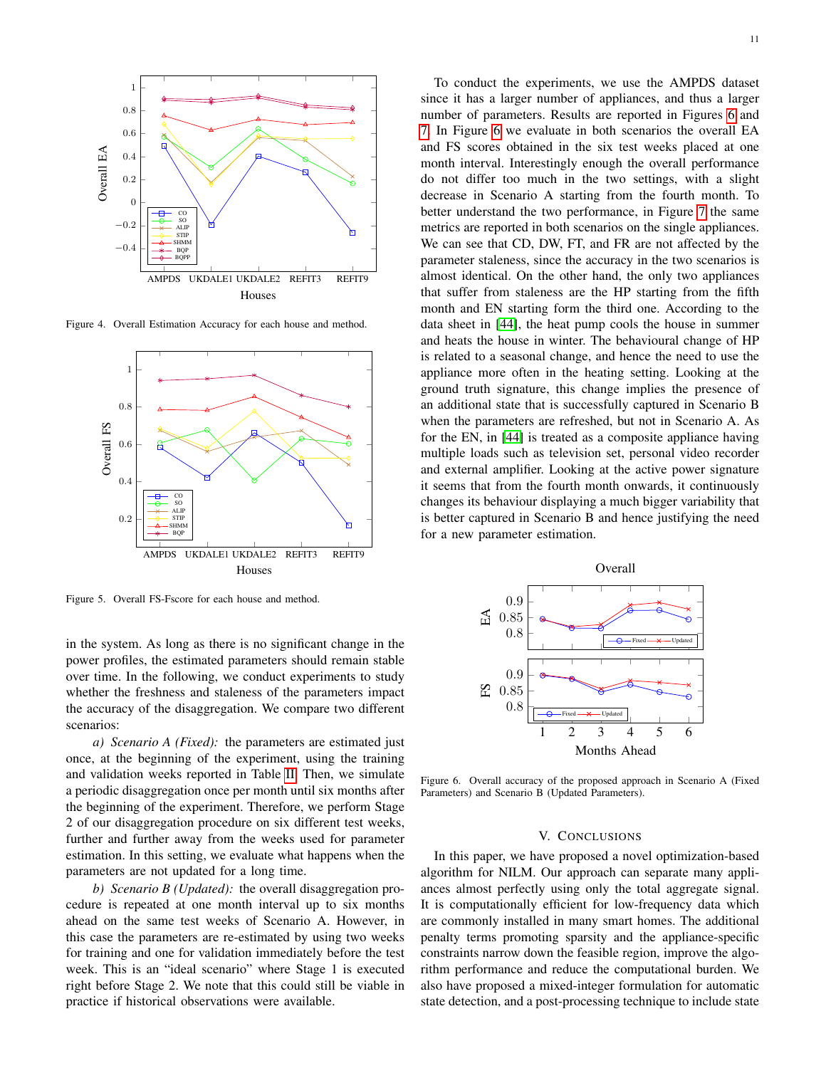Figure 4. Overall Estimation Accuracy for each house and method.

Figure 5. Overall FS-Fscore for each house and method.

in the system. As long as there is no significant change in the power profiles, the estimated parameters should remain stable over time. In the following, we conduct experiments to study whether the freshness and staleness of the parameters impact the accuracy of the disaggregation. We compare two different scenarios:

*a) Scenario A (Fixed):* the parameters are estimated just once, at the beginning of the experiment, using the training and validation weeks reported in Table II. Then, we simulate a periodic disaggregation once per month until six months after the beginning of the experiment. Therefore, we perform Stage 2 of our disaggregation procedure on six different test weeks, further and further away from the weeks used for parameter estimation. In this setting, we evaluate what happens when the parameters are not updated for a long time.

*b) Scenario B (Updated):* the overall disaggregation procedure is repeated at one month interval up to six months ahead on the same test weeks of Scenario A. However, in this case the parameters are re-estimated by using two weeks for training and one for validation immediately before the test week. This is an "ideal scenario" where Stage 1 is executed right before Stage 2. We note that this could still be viable in practice if historical observations were available.

To conduct the experiments, we use the AMPDS dataset since it has a larger number of appliances, and thus a larger number of parameters. Results are reported in Figures 6 and 7. In Figure 6 we evaluate in both scenarios the overall EA and FS scores obtained in the six test weeks placed at one month interval. Interestingly enough the overall performance do not differ too much in the two settings, with a slight decrease in Scenario A starting from the fourth month. To better understand the two performance, in Figure 7 the same metrics are reported in both scenarios on the single appliances. We can see that CD, DW, FT, and FR are not affected by the parameter staleness, since the accuracy in the two scenarios is almost identical. On the other hand, the only two appliances that suffer from staleness are the HP starting from the fifth month and EN starting form the third one. According to the data sheet in [44], the heat pump cools the house in summer and heats the house in winter. The behavioural change of HP is related to a seasonal change, and hence the need to use the appliance more often in the heating setting. Looking at the ground truth signature, this change implies the presence of an additional state that is successfully captured in Scenario B when the parameters are refreshed, but not in Scenario A. As for the EN, in [44] is treated as a composite appliance having multiple loads such as television set, personal video recorder and external amplifier. Looking at the active power signature it seems that from the fourth month onwards, it continuously changes its behaviour displaying a much bigger variability that is better captured in Scenario B and hence justifying the need for a new parameter estimation.

Figure 6. Overall accuracy of the proposed approach in Scenario A (Fixed Parameters) and Scenario B (Updated Parameters).

## V. Conclusions

In this paper, we have proposed a novel optimization-based algorithm for NILM. Our approach can separate many appliances almost perfectly using only the total aggregate signal. It is computationally efficient for low-frequency data which are commonly installed in many smart homes. The additional penalty terms promoting sparsity and the appliance-specific constraints narrow down the feasible region, improve the algorithm performance and reduce the computational burden. We also have proposed a mixed-integer formulation for automatic state detection, and a post-processing technique to include state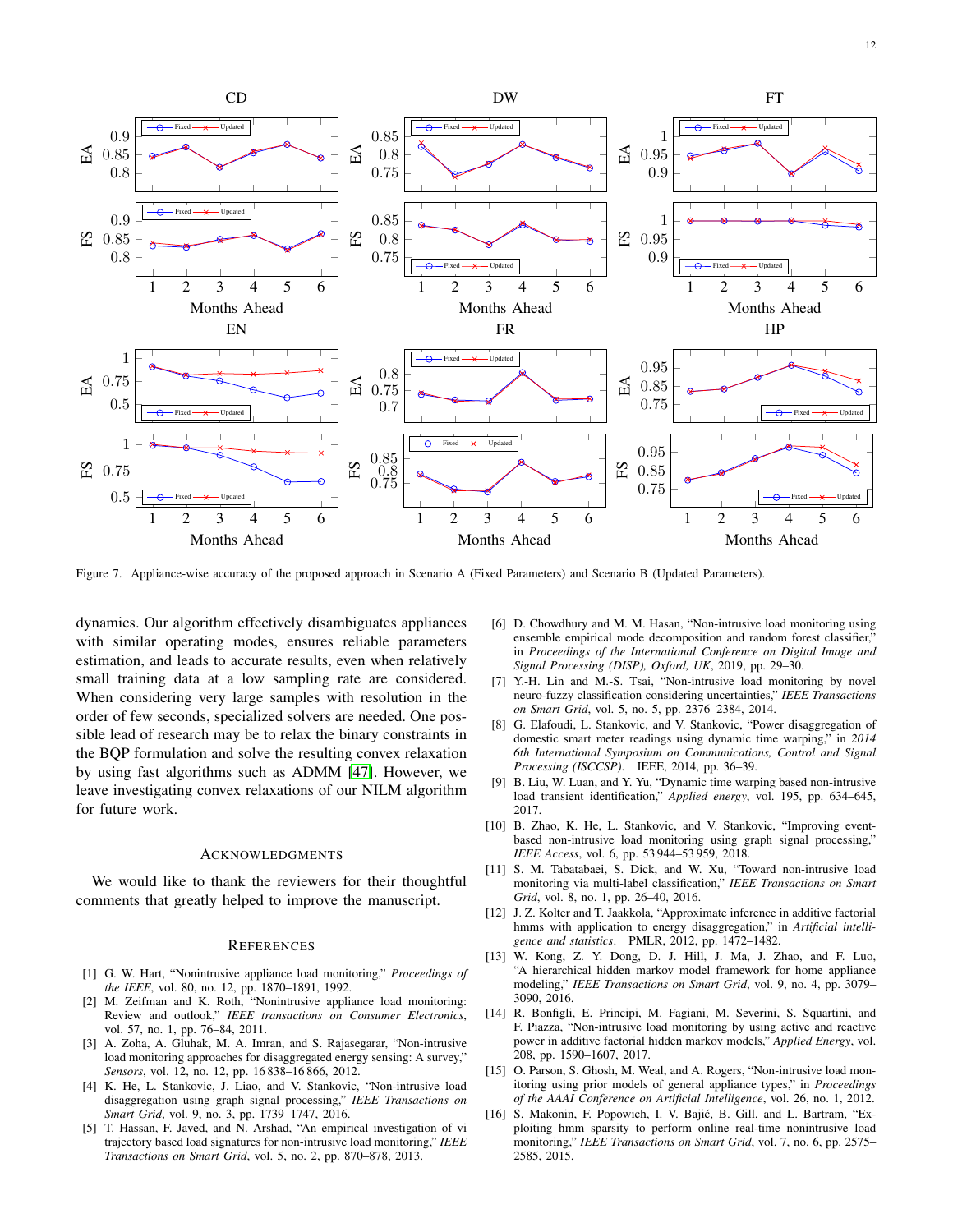Figure 7. Appliance-wise accuracy of the proposed approach in Scenario A (Fixed Parameters) and Scenario B (Updated Parameters).

dynamics. Our algorithm effectively disambiguates appliances with similar operating modes, ensures reliable parameters estimation, and leads to accurate results, even when relatively small training data at a low sampling rate are considered. When considering very large samples with resolution in the order of few seconds, specialized solvers are needed. One possible lead of research may be to relax the binary constraints in the BQP formulation and solve the resulting convex relaxation by using fast algorithms such as ADMM [47]. However, we leave investigating convex relaxations of our NILM algorithm for future work.

## Acknowledgments

We would like to thank the reviewers for their thoughtful comments that greatly helped to improve the manuscript.

## References

[1] G. W. Hart, "Nonintrusive appliance load monitoring," *Proceedings of the IEEE*, vol. 80, no. 12, pp. 1870–1891, 1992.

[2] M. Zeifman and K. Roth, "Nonintrusive appliance load monitoring: Review and outlook," *IEEE transactions on Consumer Electronics*, vol. 57, no. 1, pp. 76–84, 2011.

[3] A. Zoha, A. Gluhak, M. A. Imran, and S. Rajasegarar, "Non-intrusive load monitoring approaches for disaggregated energy sensing: A survey," *Sensors*, vol. 12, no. 12, pp. 16 838–16 866, 2012.

[4] K. He, L. Stankovic, J. Liao, and V. Stankovic, "Non-intrusive load disaggregation using graph signal processing," *IEEE Transactions on Smart Grid*, vol. 9, no. 3, pp. 1739–1747, 2016.

[5] T. Hassan, F. Javed, and N. Arshad, "An empirical investigation of vi trajectory based load signatures for non-intrusive load monitoring," *IEEE Transactions on Smart Grid*, vol. 5, no. 2, pp. 870–878, 2013.

[6] D. Chowdhury and M. M. Hasan, "Non-intrusive load monitoring using ensemble empirical mode decomposition and random forest classifier," in *Proceedings of the International Conference on Digital Image and Signal Processing (DISP), Oxford, UK*, 2019, pp. 29–30.

[7] Y.-H. Lin and M.-S. Tsai, "Non-intrusive load monitoring by novel neuro-fuzzy classification considering uncertainties," *IEEE Transactions on Smart Grid*, vol. 5, no. 5, pp. 2376–2384, 2014.

[8] G. Elafoudi, L. Stankovic, and V. Stankovic, "Power disaggregation of domestic smart meter readings using dynamic time warping," in *2014 6th International Symposium on Communications, Control and Signal Processing (ISCCSP)*. IEEE, 2014, pp. 36–39.

[9] B. Liu, W. Luan, and Y. Yu, "Dynamic time warping based non-intrusive load transient identification," *Applied energy*, vol. 195, pp. 634–645, 2017.

[10] B. Zhao, K. He, L. Stankovic, and V. Stankovic, "Improving event-based non-intrusive load monitoring using graph signal processing," *IEEE Access*, vol. 6, pp. 53 944–53 959, 2018.

[11] S. M. Tabatabaei, S. Dick, and W. Xu, "Toward non-intrusive load monitoring via multi-label classification," *IEEE Transactions on Smart Grid*, vol. 8, no. 1, pp. 26–40, 2016.

[12] J. Z. Kolter and T. Jaakkola, "Approximate inference in additive factorial hmms with application to energy disaggregation," in *Artificial intelligence and statistics*. PMLR, 2012, pp. 1472–1482.

[13] W. Kong, Z. Y. Dong, D. J. Hill, J. Ma, J. Zhao, and F. Luo, "A hierarchical hidden markov model framework for home appliance modeling," *IEEE Transactions on Smart Grid*, vol. 9, no. 4, pp. 3079–3090, 2016.

[14] R. Bonfigli, E. Principi, M. Fagiani, M. Severini, S. Squartini, and F. Piazza, "Non-intrusive load monitoring by using active and reactive power in additive factorial hidden markov models," *Applied Energy*, vol. 208, pp. 1590–1607, 2017.

[15] O. Parson, S. Ghosh, M. Weal, and A. Rogers, "Non-intrusive load monitoring using prior models of general appliance types," in *Proceedings of the AAAI Conference on Artificial Intelligence*, vol. 26, no. 1, 2012.

[16] S. Makonin, F. Popowich, I. V. Bajić, B. Gill, and L. Bartram, "Exploiting hmm sparsity to perform online real-time nonintrusive load monitoring," *IEEE Transactions on Smart Grid*, vol. 7, no. 6, pp. 2575–2585, 2015.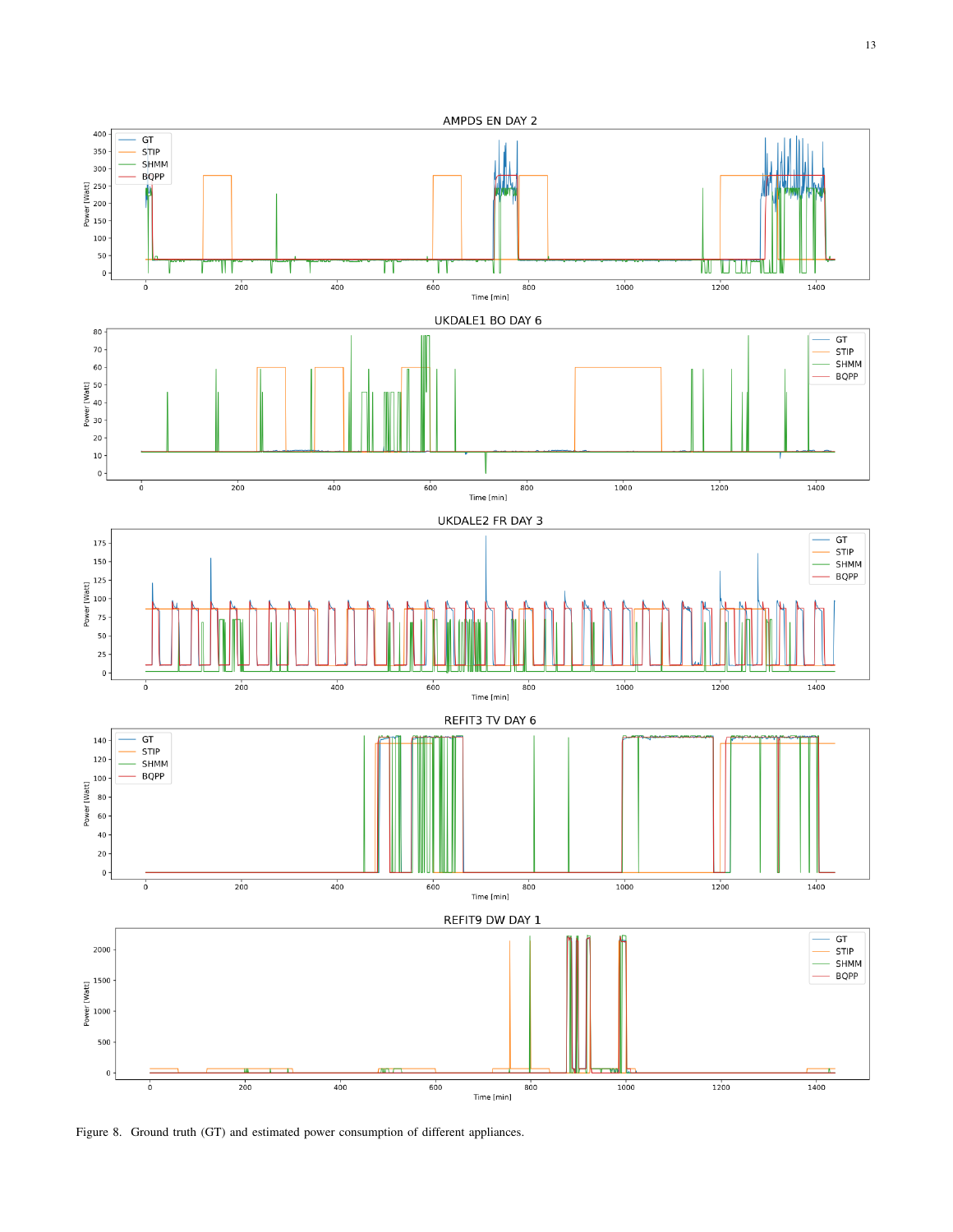Figure 8. Ground truth (GT) and estimated power consumption of different appliances.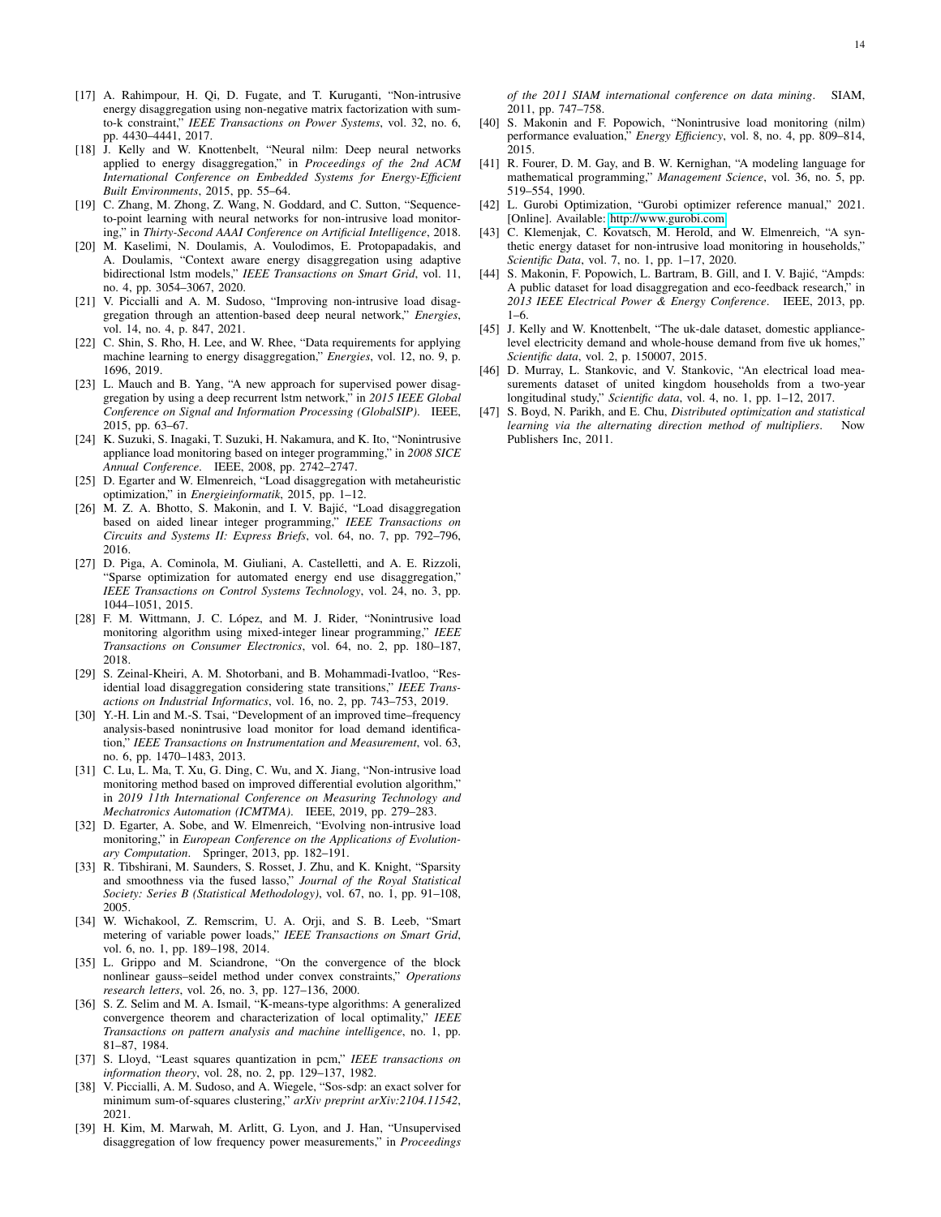[17] A. Rahimpour, H. Qi, D. Fugate, and T. Kuruganti, "Non-intrusive energy disaggregation using non-negative matrix factorization with sum-to-k constraint," *IEEE Transactions on Power Systems*, vol. 32, no. 6, pp. 4430–4441, 2017.

[18] J. Kelly and W. Knottenbelt, "Neural nilm: Deep neural networks applied to energy disaggregation," in *Proceedings of the 2nd ACM International Conference on Embedded Systems for Energy-Efficient Built Environments*, 2015, pp. 55–64.

[19] C. Zhang, M. Zhong, Z. Wang, N. Goddard, and C. Sutton, "Sequence-to-point learning with neural networks for non-intrusive load monitoring," in *Thirty-Second AAAI Conference on Artificial Intelligence*, 2018.

[20] M. Kaselimi, N. Doulamis, A. Voulodimos, E. Protopapadakis, and A. Doulamis, "Context aware energy disaggregation using adaptive bidirectional lstm models," *IEEE Transactions on Smart Grid*, vol. 11, no. 4, pp. 3054–3067, 2020.

[21] V. Piccialli and A. M. Sudoso, "Improving non-intrusive load disaggregation through an attention-based deep neural network," *Energies*, vol. 14, no. 4, p. 847, 2021.

[22] C. Shin, S. Rho, H. Lee, and W. Rhee, "Data requirements for applying machine learning to energy disaggregation," *Energies*, vol. 12, no. 9, p. 1696, 2019.

[23] L. Mauch and B. Yang, "A new approach for supervised power disaggregation by using a deep recurrent lstm network," in *2015 IEEE Global Conference on Signal and Information Processing (GlobalSIP)*. IEEE, 2015, pp. 63–67.

[24] K. Suzuki, S. Inagaki, T. Suzuki, H. Nakamura, and K. Ito, "Nonintrusive appliance load monitoring based on integer programming," in *2008 SICE Annual Conference*. IEEE, 2008, pp. 2742–2747.

[25] D. Egarter and W. Elmenreich, "Load disaggregation with metaheuristic optimization," in *Energieinformatik*, 2015, pp. 1–12.

[26] M. Z. A. Bhotto, S. Makonin, and I. V. Bajić, "Load disaggregation based on aided linear integer programming," *IEEE Transactions on Circuits and Systems II: Express Briefs*, vol. 64, no. 7, pp. 792–796, 2016.

[27] D. Piga, A. Cominola, M. Giuliani, A. Castelletti, and A. E. Rizzoli, "Sparse optimization for automated energy end use disaggregation," *IEEE Transactions on Control Systems Technology*, vol. 24, no. 3, pp. 1044–1051, 2015.

[28] F. M. Wittmann, J. C. López, and M. J. Rider, "Nonintrusive load monitoring algorithm using mixed-integer linear programming," *IEEE Transactions on Consumer Electronics*, vol. 64, no. 2, pp. 180–187, 2018.

[29] S. Zeinal-Kheiri, A. M. Shotorbani, and B. Mohammadi-Ivatloo, "Residential load disaggregation considering state transitions," *IEEE Transactions on Industrial Informatics*, vol. 16, no. 2, pp. 743–753, 2019.

[30] Y.-H. Lin and M.-S. Tsai, "Development of an improved time–frequency analysis-based nonintrusive load monitor for load demand identification," *IEEE Transactions on Instrumentation and Measurement*, vol. 63, no. 6, pp. 1470–1483, 2013.

[31] C. Lu, L. Ma, T. Xu, G. Ding, C. Wu, and X. Jiang, "Non-intrusive load monitoring method based on improved differential evolution algorithm," in *2019 11th International Conference on Measuring Technology and Mechatronics Automation (ICMTMA)*. IEEE, 2019, pp. 279–283.

[32] D. Egarter, A. Sobe, and W. Elmenreich, "Evolving non-intrusive load monitoring," in *European Conference on the Applications of Evolutionary Computation*. Springer, 2013, pp. 182–191.

[33] R. Tibshirani, M. Saunders, S. Rosset, J. Zhu, and K. Knight, "Sparsity and smoothness via the fused lasso," *Journal of the Royal Statistical Society: Series B (Statistical Methodology)*, vol. 67, no. 1, pp. 91–108, 2005.

[34] W. Wichakool, Z. Remscrim, U. A. Orji, and S. B. Leeb, "Smart metering of variable power loads," *IEEE Transactions on Smart Grid*, vol. 6, no. 1, pp. 189–198, 2014.

[35] L. Grippo and M. Sciandrone, "On the convergence of the block nonlinear gauss–seidel method under convex constraints," *Operations research letters*, vol. 26, no. 3, pp. 127–136, 2000.

[36] S. Z. Selim and M. A. Ismail, "K-means-type algorithms: A generalized convergence theorem and characterization of local optimality," *IEEE Transactions on pattern analysis and machine intelligence*, no. 1, pp. 81–87, 1984.

[37] S. Lloyd, "Least squares quantization in pcm," *IEEE transactions on information theory*, vol. 28, no. 2, pp. 129–137, 1982.

[38] V. Piccialli, A. M. Sudoso, and A. Wiegele, "Sos-sdp: an exact solver for minimum sum-of-squares clustering," *arXiv preprint arXiv:2104.11542*, 2021.

[39] H. Kim, M. Marwah, M. Arlitt, G. Lyon, and J. Han, "Unsupervised disaggregation of low frequency power measurements," in *Proceedings of the 2011 SIAM international conference on data mining*. SIAM, 2011, pp. 747–758.

[40] S. Makonin and F. Popowich, "Nonintrusive load monitoring (nilm) performance evaluation," *Energy Efficiency*, vol. 8, no. 4, pp. 809–814, 2015.

[41] R. Fourer, D. M. Gay, and B. W. Kernighan, "A modeling language for mathematical programming," *Management Science*, vol. 36, no. 5, pp. 519–554, 1990.

[42] L. Gurobi Optimization, "Gurobi optimizer reference manual," 2021. [Online]. Available: http://www.gurobi.com

[43] C. Klemenjak, C. Kovatsch, M. Herold, and W. Elmenreich, "A synthetic energy dataset for non-intrusive load monitoring in households," *Scientific Data*, vol. 7, no. 1, pp. 1–17, 2020.

[44] S. Makonin, F. Popowich, L. Bartram, B. Gill, and I. V. Bajić, "Ampds: A public dataset for load disaggregation and eco-feedback research," in *2013 IEEE Electrical Power & Energy Conference*. IEEE, 2013, pp. 1–6.

[45] J. Kelly and W. Knottenbelt, "The uk-dale dataset, domestic appliance-level electricity demand and whole-house demand from five uk homes," *Scientific data*, vol. 2, p. 150007, 2015.

[46] D. Murray, L. Stankovic, and V. Stankovic, "An electrical load measurements dataset of united kingdom households from a two-year longitudinal study," *Scientific data*, vol. 4, no. 1, pp. 1–12, 2017.

[47] S. Boyd, N. Parikh, and E. Chu, *Distributed optimization and statistical learning via the alternating direction method of multipliers*. Now Publishers Inc, 2011.